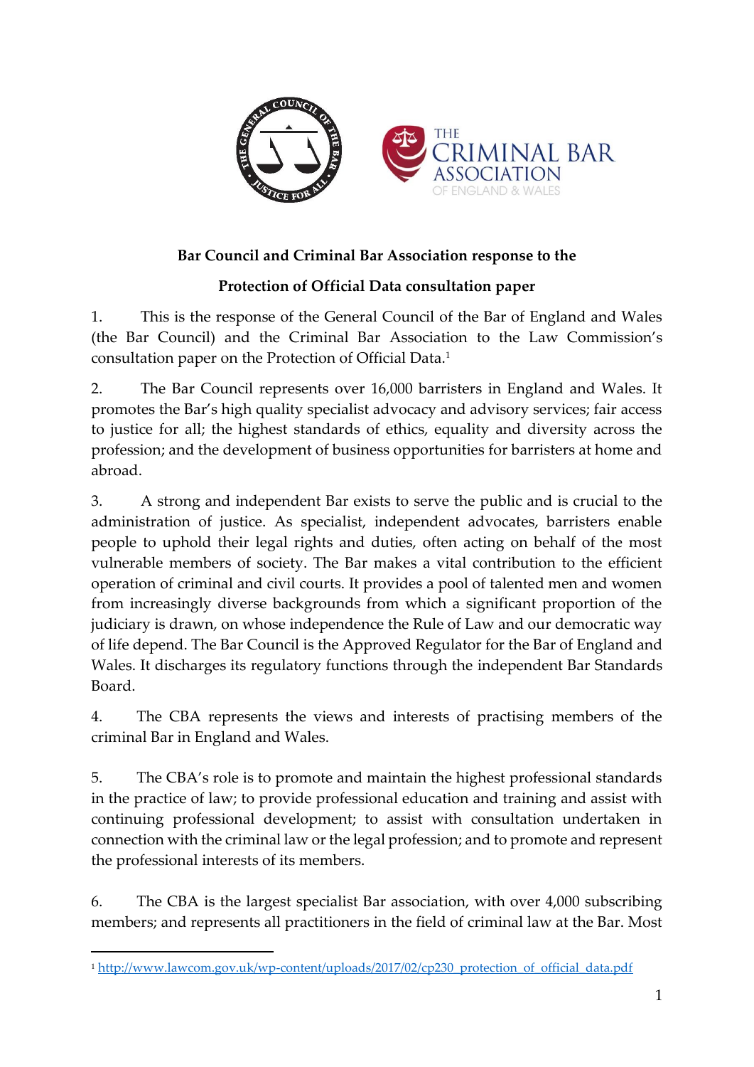**Bar Council and Criminal Bar Association response to the**

**Protection of Official Data consultation paper**

1. This is the response of the General Council of the Bar of England and Wales (the Bar Council) and the Criminal Bar Association to the Law Commission's consultation paper on the Protection of Official Data.[1]

2. The Bar Council represents over 16,000 barristers in England and Wales. It promotes the Bar's high quality specialist advocacy and advisory services; fair access to justice for all; the highest standards of ethics, equality and diversity across the profession; and the development of business opportunities for barristers at home and abroad.

3. A strong and independent Bar exists to serve the public and is crucial to the administration of justice. As specialist, independent advocates, barristers enable people to uphold their legal rights and duties, often acting on behalf of the most vulnerable members of society. The Bar makes a vital contribution to the efficient operation of criminal and civil courts. It provides a pool of talented men and women from increasingly diverse backgrounds from which a significant proportion of the judiciary is drawn, on whose independence the Rule of Law and our democratic way of life depend. The Bar Council is the Approved Regulator for the Bar of England and Wales. It discharges its regulatory functions through the independent Bar Standards Board.

4. The CBA represents the views and interests of practising members of the criminal Bar in England and Wales.

5. The CBA's role is to promote and maintain the highest professional standards in the practice of law; to provide professional education and training and assist with continuing professional development; to assist with consultation undertaken in connection with the criminal law or the legal profession; and to promote and represent the professional interests of its members.

6. The CBA is the largest specialist Bar association, with over 4,000 subscribing members; and represents all practitioners in the field of criminal law at the Bar. Most

[1] http://www.lawcom.gov.uk/wp-content/uploads/2017/02/cp230_protection_of_official_data.pdf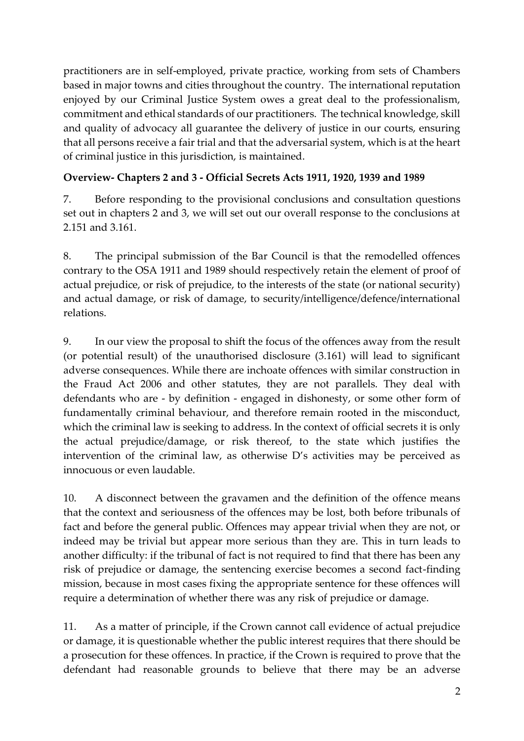practitioners are in self-employed, private practice, working from sets of Chambers based in major towns and cities throughout the country. The international reputation enjoyed by our Criminal Justice System owes a great deal to the professionalism, commitment and ethical standards of our practitioners. The technical knowledge, skill and quality of advocacy all guarantee the delivery of justice in our courts, ensuring that all persons receive a fair trial and that the adversarial system, which is at the heart of criminal justice in this jurisdiction, is maintained.

**Overview- Chapters 2 and 3 - Official Secrets Acts 1911, 1920, 1939 and 1989**

7. Before responding to the provisional conclusions and consultation questions set out in chapters 2 and 3, we will set out our overall response to the conclusions at 2.151 and 3.161.

8. The principal submission of the Bar Council is that the remodelled offences contrary to the OSA 1911 and 1989 should respectively retain the element of proof of actual prejudice, or risk of prejudice, to the interests of the state (or national security) and actual damage, or risk of damage, to security/intelligence/defence/international relations.

9. In our view the proposal to shift the focus of the offences away from the result (or potential result) of the unauthorised disclosure (3.161) will lead to significant adverse consequences. While there are inchoate offences with similar construction in the Fraud Act 2006 and other statutes, they are not parallels. They deal with defendants who are - by definition - engaged in dishonesty, or some other form of fundamentally criminal behaviour, and therefore remain rooted in the misconduct, which the criminal law is seeking to address. In the context of official secrets it is only the actual prejudice/damage, or risk thereof, to the state which justifies the intervention of the criminal law, as otherwise D's activities may be perceived as innocuous or even laudable.

10. A disconnect between the gravamen and the definition of the offence means that the context and seriousness of the offences may be lost, both before tribunals of fact and before the general public. Offences may appear trivial when they are not, or indeed may be trivial but appear more serious than they are. This in turn leads to another difficulty: if the tribunal of fact is not required to find that there has been any risk of prejudice or damage, the sentencing exercise becomes a second fact-finding mission, because in most cases fixing the appropriate sentence for these offences will require a determination of whether there was any risk of prejudice or damage.

11. As a matter of principle, if the Crown cannot call evidence of actual prejudice or damage, it is questionable whether the public interest requires that there should be a prosecution for these offences. In practice, if the Crown is required to prove that the defendant had reasonable grounds to believe that there may be an adverse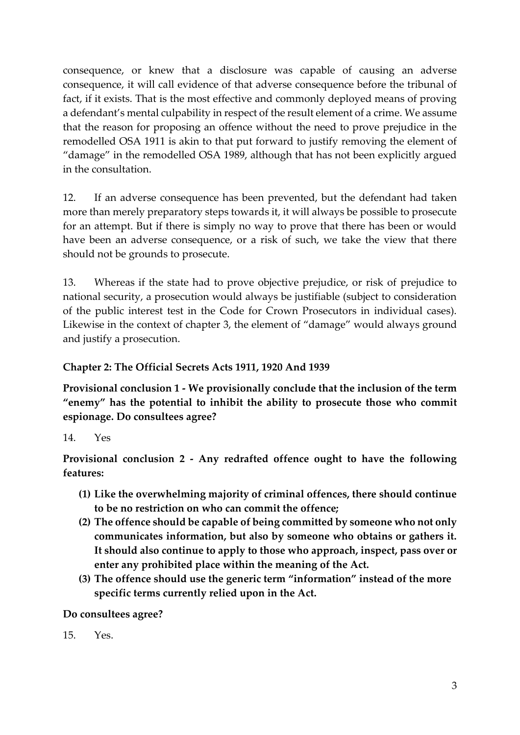consequence, or knew that a disclosure was capable of causing an adverse consequence, it will call evidence of that adverse consequence before the tribunal of fact, if it exists. That is the most effective and commonly deployed means of proving a defendant's mental culpability in respect of the result element of a crime. We assume that the reason for proposing an offence without the need to prove prejudice in the remodelled OSA 1911 is akin to that put forward to justify removing the element of "damage" in the remodelled OSA 1989, although that has not been explicitly argued in the consultation.

12. If an adverse consequence has been prevented, but the defendant had taken more than merely preparatory steps towards it, it will always be possible to prosecute for an attempt. But if there is simply no way to prove that there has been or would have been an adverse consequence, or a risk of such, we take the view that there should not be grounds to prosecute.

13. Whereas if the state had to prove objective prejudice, or risk of prejudice to national security, a prosecution would always be justifiable (subject to consideration of the public interest test in the Code for Crown Prosecutors in individual cases). Likewise in the context of chapter 3, the element of "damage" would always ground and justify a prosecution.

## Chapter 2: The Official Secrets Acts 1911, 1920 And 1939

**Provisional conclusion 1 - We provisionally conclude that the inclusion of the term "enemy" has the potential to inhibit the ability to prosecute those who commit espionage. Do consultees agree?**

14. Yes

**Provisional conclusion 2 - Any redrafted offence ought to have the following features:**

**(1) Like the overwhelming majority of criminal offences, there should continue to be no restriction on who can commit the offence;**

**(2) The offence should be capable of being committed by someone who not only communicates information, but also by someone who obtains or gathers it. It should also continue to apply to those who approach, inspect, pass over or enter any prohibited place within the meaning of the Act.**

**(3) The offence should use the generic term "information" instead of the more specific terms currently relied upon in the Act.**

**Do consultees agree?**

15. Yes.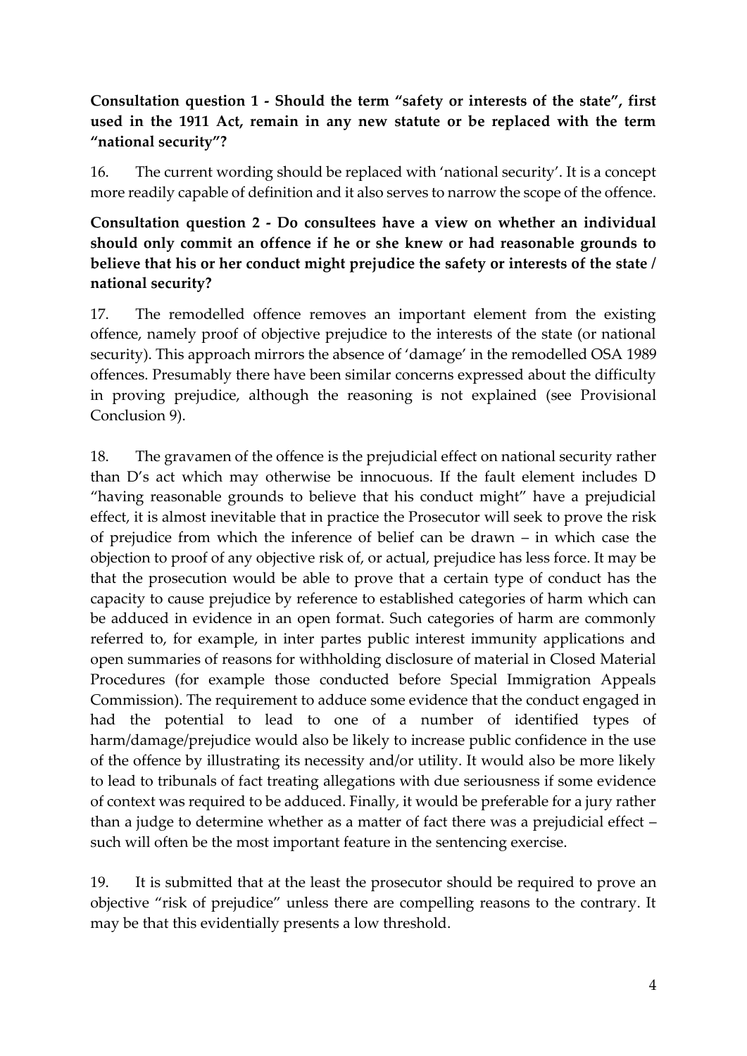**Consultation question 1 - Should the term "safety or interests of the state", first used in the 1911 Act, remain in any new statute or be replaced with the term "national security"?**

16. The current wording should be replaced with 'national security'. It is a concept more readily capable of definition and it also serves to narrow the scope of the offence.

**Consultation question 2 - Do consultees have a view on whether an individual should only commit an offence if he or she knew or had reasonable grounds to believe that his or her conduct might prejudice the safety or interests of the state / national security?**

17. The remodelled offence removes an important element from the existing offence, namely proof of objective prejudice to the interests of the state (or national security). This approach mirrors the absence of 'damage' in the remodelled OSA 1989 offences. Presumably there have been similar concerns expressed about the difficulty in proving prejudice, although the reasoning is not explained (see Provisional Conclusion 9).

18. The gravamen of the offence is the prejudicial effect on national security rather than D's act which may otherwise be innocuous. If the fault element includes D "having reasonable grounds to believe that his conduct might" have a prejudicial effect, it is almost inevitable that in practice the Prosecutor will seek to prove the risk of prejudice from which the inference of belief can be drawn – in which case the objection to proof of any objective risk of, or actual, prejudice has less force. It may be that the prosecution would be able to prove that a certain type of conduct has the capacity to cause prejudice by reference to established categories of harm which can be adduced in evidence in an open format. Such categories of harm are commonly referred to, for example, in inter partes public interest immunity applications and open summaries of reasons for withholding disclosure of material in Closed Material Procedures (for example those conducted before Special Immigration Appeals Commission). The requirement to adduce some evidence that the conduct engaged in had the potential to lead to one of a number of identified types of harm/damage/prejudice would also be likely to increase public confidence in the use of the offence by illustrating its necessity and/or utility. It would also be more likely to lead to tribunals of fact treating allegations with due seriousness if some evidence of context was required to be adduced. Finally, it would be preferable for a jury rather than a judge to determine whether as a matter of fact there was a prejudicial effect – such will often be the most important feature in the sentencing exercise.

19. It is submitted that at the least the prosecutor should be required to prove an objective "risk of prejudice" unless there are compelling reasons to the contrary. It may be that this evidentially presents a low threshold.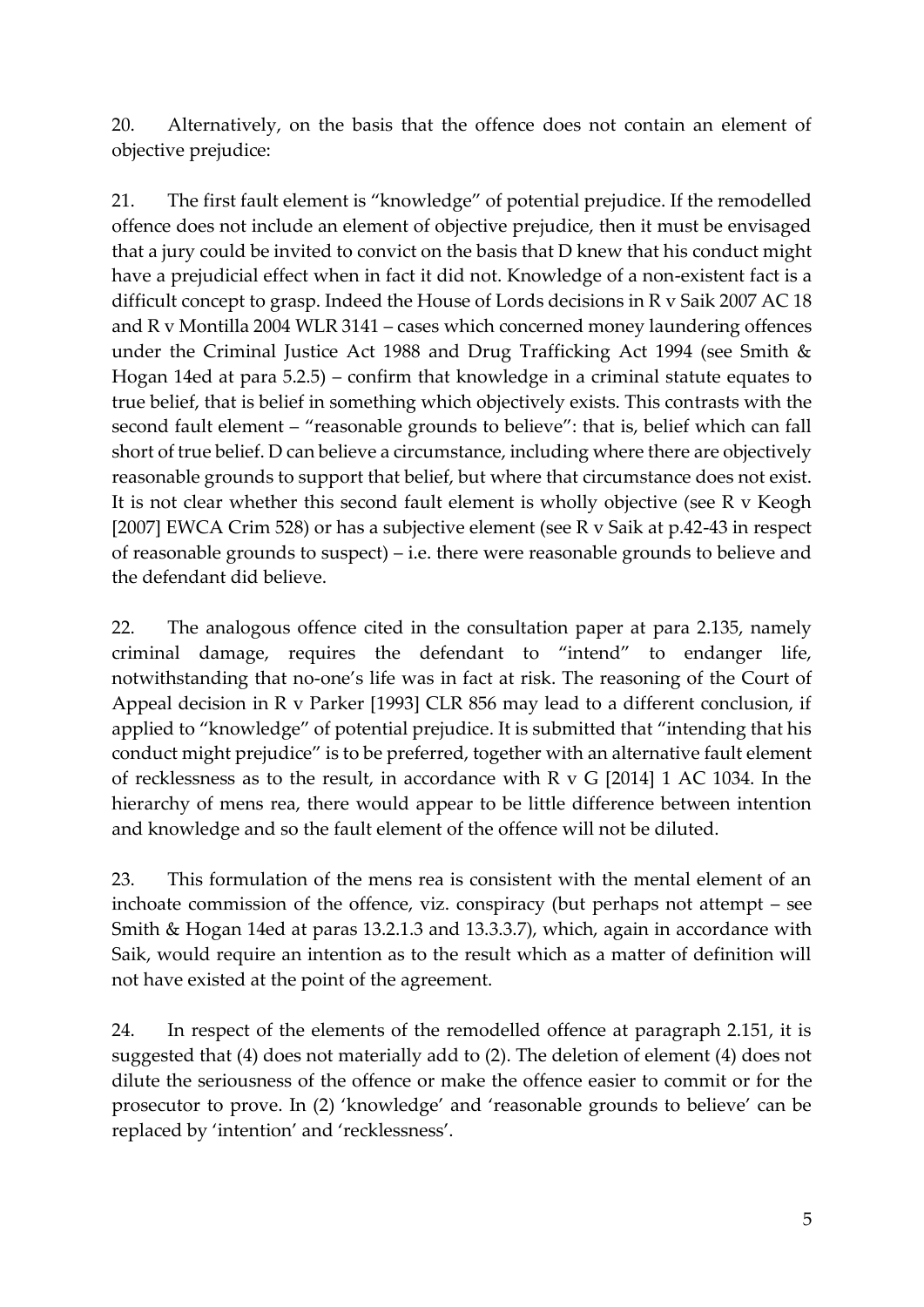20. Alternatively, on the basis that the offence does not contain an element of objective prejudice:

21. The first fault element is "knowledge" of potential prejudice. If the remodelled offence does not include an element of objective prejudice, then it must be envisaged that a jury could be invited to convict on the basis that D knew that his conduct might have a prejudicial effect when in fact it did not. Knowledge of a non-existent fact is a difficult concept to grasp. Indeed the House of Lords decisions in R v Saik 2007 AC 18 and R v Montilla 2004 WLR 3141 – cases which concerned money laundering offences under the Criminal Justice Act 1988 and Drug Trafficking Act 1994 (see Smith & Hogan 14ed at para 5.2.5) – confirm that knowledge in a criminal statute equates to true belief, that is belief in something which objectively exists. This contrasts with the second fault element – "reasonable grounds to believe": that is, belief which can fall short of true belief. D can believe a circumstance, including where there are objectively reasonable grounds to support that belief, but where that circumstance does not exist. It is not clear whether this second fault element is wholly objective (see R v Keogh [2007] EWCA Crim 528) or has a subjective element (see R v Saik at p.42-43 in respect of reasonable grounds to suspect) – i.e. there were reasonable grounds to believe and the defendant did believe.

22. The analogous offence cited in the consultation paper at para 2.135, namely criminal damage, requires the defendant to "intend" to endanger life, notwithstanding that no-one's life was in fact at risk. The reasoning of the Court of Appeal decision in R v Parker [1993] CLR 856 may lead to a different conclusion, if applied to "knowledge" of potential prejudice. It is submitted that "intending that his conduct might prejudice" is to be preferred, together with an alternative fault element of recklessness as to the result, in accordance with R v G [2014] 1 AC 1034. In the hierarchy of mens rea, there would appear to be little difference between intention and knowledge and so the fault element of the offence will not be diluted.

23. This formulation of the mens rea is consistent with the mental element of an inchoate commission of the offence, viz. conspiracy (but perhaps not attempt – see Smith & Hogan 14ed at paras 13.2.1.3 and 13.3.3.7), which, again in accordance with Saik, would require an intention as to the result which as a matter of definition will not have existed at the point of the agreement.

24. In respect of the elements of the remodelled offence at paragraph 2.151, it is suggested that (4) does not materially add to (2). The deletion of element (4) does not dilute the seriousness of the offence or make the offence easier to commit or for the prosecutor to prove. In (2) 'knowledge' and 'reasonable grounds to believe' can be replaced by 'intention' and 'recklessness'.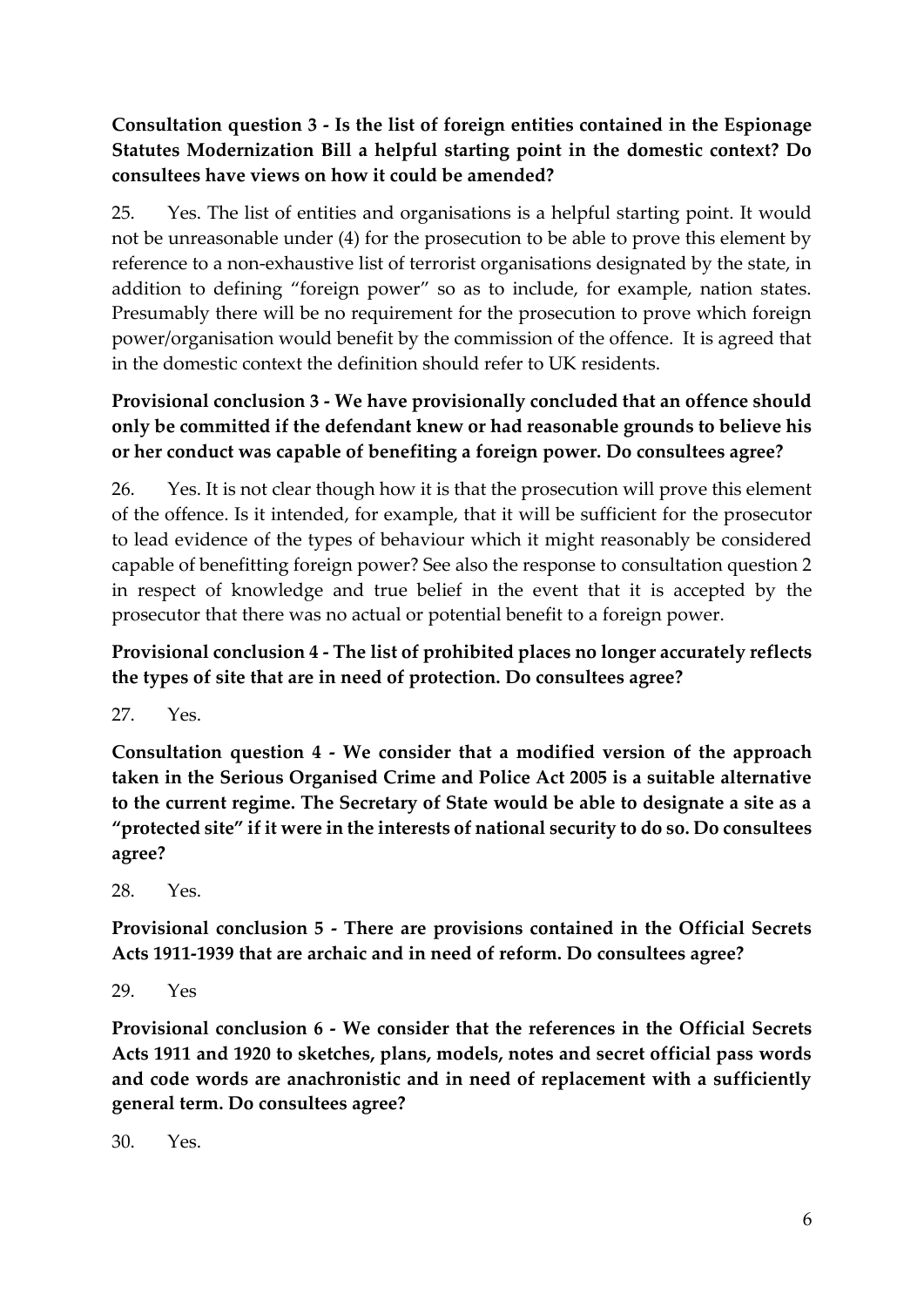**Consultation question 3 - Is the list of foreign entities contained in the Espionage Statutes Modernization Bill a helpful starting point in the domestic context? Do consultees have views on how it could be amended?**

25. Yes. The list of entities and organisations is a helpful starting point. It would not be unreasonable under (4) for the prosecution to be able to prove this element by reference to a non-exhaustive list of terrorist organisations designated by the state, in addition to defining "foreign power" so as to include, for example, nation states. Presumably there will be no requirement for the prosecution to prove which foreign power/organisation would benefit by the commission of the offence. It is agreed that in the domestic context the definition should refer to UK residents.

**Provisional conclusion 3 - We have provisionally concluded that an offence should only be committed if the defendant knew or had reasonable grounds to believe his or her conduct was capable of benefiting a foreign power. Do consultees agree?**

26. Yes. It is not clear though how it is that the prosecution will prove this element of the offence. Is it intended, for example, that it will be sufficient for the prosecutor to lead evidence of the types of behaviour which it might reasonably be considered capable of benefitting foreign power? See also the response to consultation question 2 in respect of knowledge and true belief in the event that it is accepted by the prosecutor that there was no actual or potential benefit to a foreign power.

**Provisional conclusion 4 - The list of prohibited places no longer accurately reflects the types of site that are in need of protection. Do consultees agree?**

27. Yes.

**Consultation question 4 - We consider that a modified version of the approach taken in the Serious Organised Crime and Police Act 2005 is a suitable alternative to the current regime. The Secretary of State would be able to designate a site as a "protected site" if it were in the interests of national security to do so. Do consultees agree?**

28. Yes.

**Provisional conclusion 5 - There are provisions contained in the Official Secrets Acts 1911-1939 that are archaic and in need of reform. Do consultees agree?**

29. Yes

**Provisional conclusion 6 - We consider that the references in the Official Secrets Acts 1911 and 1920 to sketches, plans, models, notes and secret official pass words and code words are anachronistic and in need of replacement with a sufficiently general term. Do consultees agree?**

30. Yes.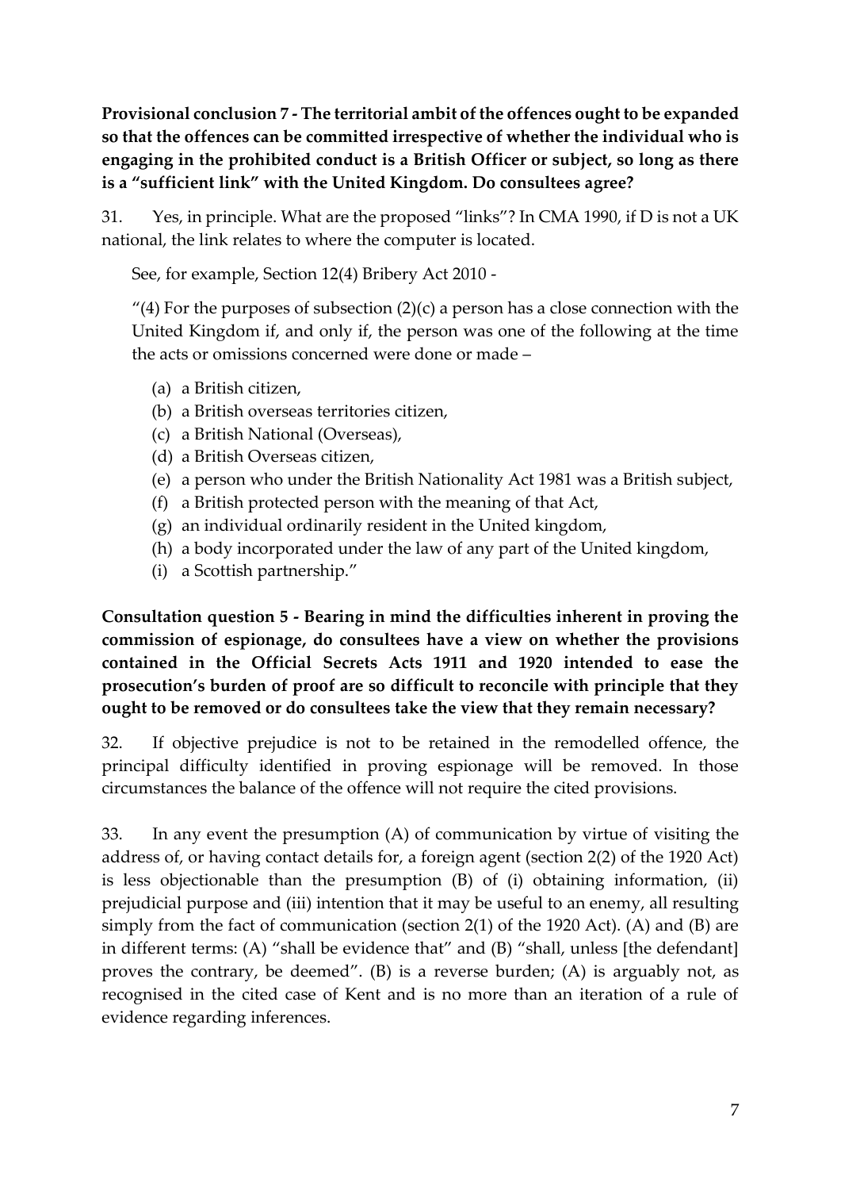**Provisional conclusion 7 - The territorial ambit of the offences ought to be expanded so that the offences can be committed irrespective of whether the individual who is engaging in the prohibited conduct is a British Officer or subject, so long as there is a "sufficient link" with the United Kingdom. Do consultees agree?**

31. Yes, in principle. What are the proposed "links"? In CMA 1990, if D is not a UK national, the link relates to where the computer is located.

See, for example, Section 12(4) Bribery Act 2010 -

"(4) For the purposes of subsection (2)(c) a person has a close connection with the United Kingdom if, and only if, the person was one of the following at the time the acts or omissions concerned were done or made –

(a) a British citizen,
(b) a British overseas territories citizen,
(c) a British National (Overseas),
(d) a British Overseas citizen,
(e) a person who under the British Nationality Act 1981 was a British subject,
(f) a British protected person with the meaning of that Act,
(g) an individual ordinarily resident in the United kingdom,
(h) a body incorporated under the law of any part of the United kingdom,
(i) a Scottish partnership."

**Consultation question 5 - Bearing in mind the difficulties inherent in proving the commission of espionage, do consultees have a view on whether the provisions contained in the Official Secrets Acts 1911 and 1920 intended to ease the prosecution's burden of proof are so difficult to reconcile with principle that they ought to be removed or do consultees take the view that they remain necessary?**

32. If objective prejudice is not to be retained in the remodelled offence, the principal difficulty identified in proving espionage will be removed. In those circumstances the balance of the offence will not require the cited provisions.

33. In any event the presumption (A) of communication by virtue of visiting the address of, or having contact details for, a foreign agent (section 2(2) of the 1920 Act) is less objectionable than the presumption (B) of (i) obtaining information, (ii) prejudicial purpose and (iii) intention that it may be useful to an enemy, all resulting simply from the fact of communication (section 2(1) of the 1920 Act). (A) and (B) are in different terms: (A) "shall be evidence that" and (B) "shall, unless [the defendant] proves the contrary, be deemed". (B) is a reverse burden; (A) is arguably not, as recognised in the cited case of Kent and is no more than an iteration of a rule of evidence regarding inferences.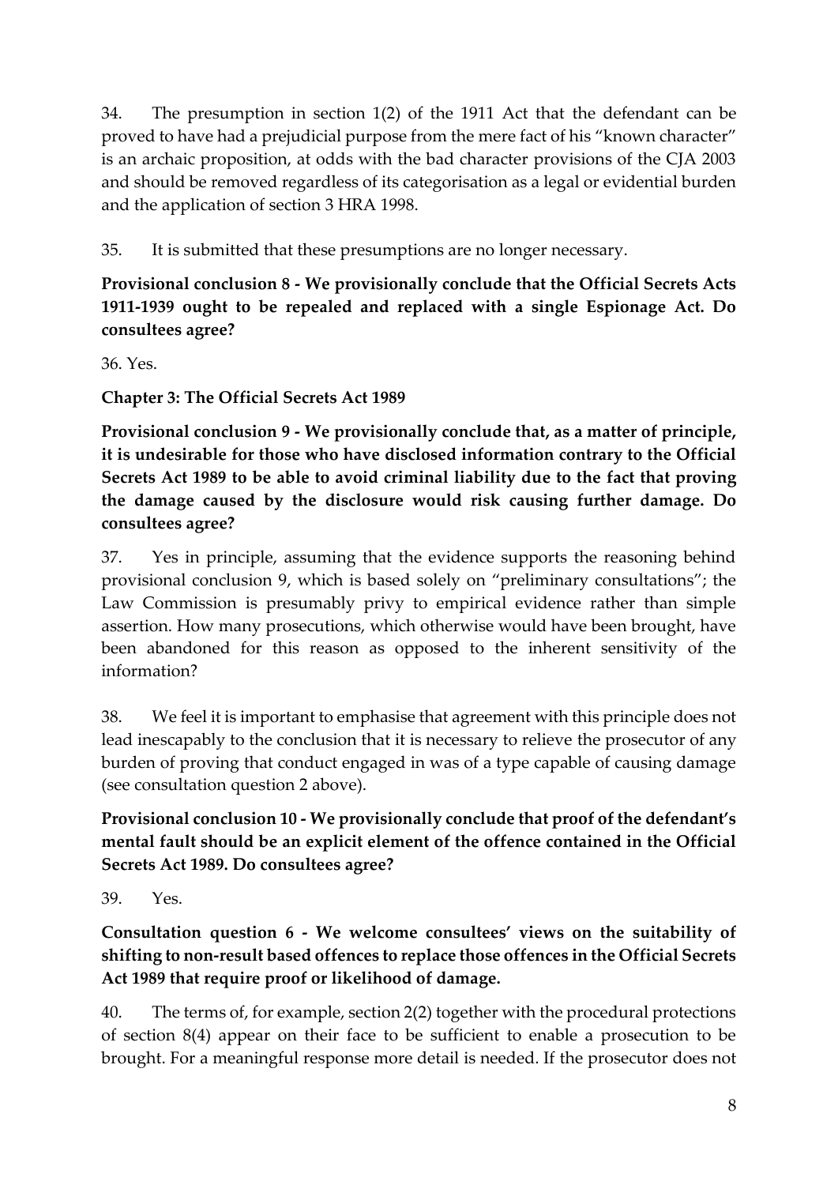34. The presumption in section 1(2) of the 1911 Act that the defendant can be proved to have had a prejudicial purpose from the mere fact of his "known character" is an archaic proposition, at odds with the bad character provisions of the CJA 2003 and should be removed regardless of its categorisation as a legal or evidential burden and the application of section 3 HRA 1998.

35. It is submitted that these presumptions are no longer necessary.

**Provisional conclusion 8 - We provisionally conclude that the Official Secrets Acts 1911-1939 ought to be repealed and replaced with a single Espionage Act. Do consultees agree?**

36. Yes.

**Chapter 3: The Official Secrets Act 1989**

**Provisional conclusion 9 - We provisionally conclude that, as a matter of principle, it is undesirable for those who have disclosed information contrary to the Official Secrets Act 1989 to be able to avoid criminal liability due to the fact that proving the damage caused by the disclosure would risk causing further damage. Do consultees agree?**

37. Yes in principle, assuming that the evidence supports the reasoning behind provisional conclusion 9, which is based solely on "preliminary consultations"; the Law Commission is presumably privy to empirical evidence rather than simple assertion. How many prosecutions, which otherwise would have been brought, have been abandoned for this reason as opposed to the inherent sensitivity of the information?

38. We feel it is important to emphasise that agreement with this principle does not lead inescapably to the conclusion that it is necessary to relieve the prosecutor of any burden of proving that conduct engaged in was of a type capable of causing damage (see consultation question 2 above).

**Provisional conclusion 10 - We provisionally conclude that proof of the defendant's mental fault should be an explicit element of the offence contained in the Official Secrets Act 1989. Do consultees agree?**

39. Yes.

**Consultation question 6 - We welcome consultees' views on the suitability of shifting to non-result based offences to replace those offences in the Official Secrets Act 1989 that require proof or likelihood of damage.**

40. The terms of, for example, section 2(2) together with the procedural protections of section 8(4) appear on their face to be sufficient to enable a prosecution to be brought. For a meaningful response more detail is needed. If the prosecutor does not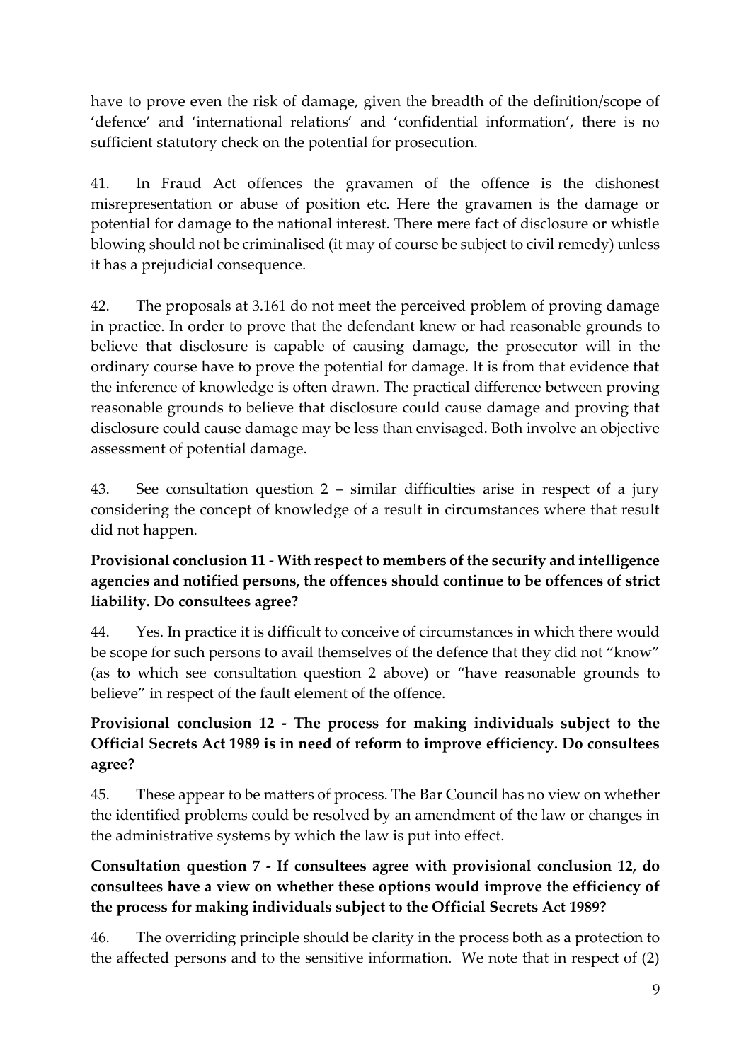have to prove even the risk of damage, given the breadth of the definition/scope of 'defence' and 'international relations' and 'confidential information', there is no sufficient statutory check on the potential for prosecution.

41. In Fraud Act offences the gravamen of the offence is the dishonest misrepresentation or abuse of position etc. Here the gravamen is the damage or potential for damage to the national interest. There mere fact of disclosure or whistle blowing should not be criminalised (it may of course be subject to civil remedy) unless it has a prejudicial consequence.

42. The proposals at 3.161 do not meet the perceived problem of proving damage in practice. In order to prove that the defendant knew or had reasonable grounds to believe that disclosure is capable of causing damage, the prosecutor will in the ordinary course have to prove the potential for damage. It is from that evidence that the inference of knowledge is often drawn. The practical difference between proving reasonable grounds to believe that disclosure could cause damage and proving that disclosure could cause damage may be less than envisaged. Both involve an objective assessment of potential damage.

43. See consultation question 2 – similar difficulties arise in respect of a jury considering the concept of knowledge of a result in circumstances where that result did not happen.

**Provisional conclusion 11 - With respect to members of the security and intelligence agencies and notified persons, the offences should continue to be offences of strict liability. Do consultees agree?**

44. Yes. In practice it is difficult to conceive of circumstances in which there would be scope for such persons to avail themselves of the defence that they did not "know" (as to which see consultation question 2 above) or "have reasonable grounds to believe" in respect of the fault element of the offence.

**Provisional conclusion 12 - The process for making individuals subject to the Official Secrets Act 1989 is in need of reform to improve efficiency. Do consultees agree?**

45. These appear to be matters of process. The Bar Council has no view on whether the identified problems could be resolved by an amendment of the law or changes in the administrative systems by which the law is put into effect.

**Consultation question 7 - If consultees agree with provisional conclusion 12, do consultees have a view on whether these options would improve the efficiency of the process for making individuals subject to the Official Secrets Act 1989?**

46. The overriding principle should be clarity in the process both as a protection to the affected persons and to the sensitive information. We note that in respect of (2)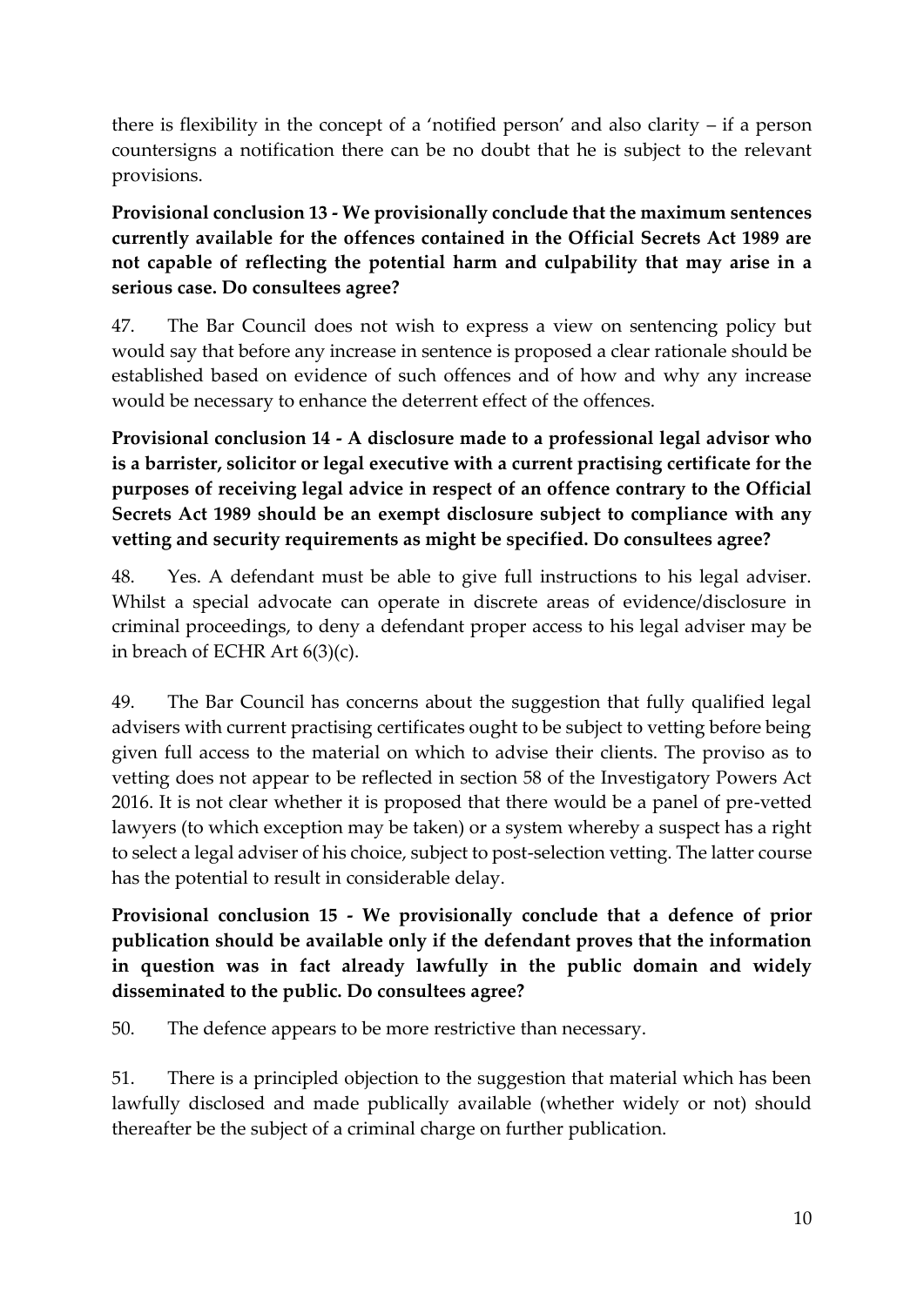there is flexibility in the concept of a 'notified person' and also clarity – if a person countersigns a notification there can be no doubt that he is subject to the relevant provisions.

**Provisional conclusion 13 - We provisionally conclude that the maximum sentences currently available for the offences contained in the Official Secrets Act 1989 are not capable of reflecting the potential harm and culpability that may arise in a serious case. Do consultees agree?**

47. The Bar Council does not wish to express a view on sentencing policy but would say that before any increase in sentence is proposed a clear rationale should be established based on evidence of such offences and of how and why any increase would be necessary to enhance the deterrent effect of the offences.

**Provisional conclusion 14 - A disclosure made to a professional legal advisor who is a barrister, solicitor or legal executive with a current practising certificate for the purposes of receiving legal advice in respect of an offence contrary to the Official Secrets Act 1989 should be an exempt disclosure subject to compliance with any vetting and security requirements as might be specified. Do consultees agree?**

48. Yes. A defendant must be able to give full instructions to his legal adviser. Whilst a special advocate can operate in discrete areas of evidence/disclosure in criminal proceedings, to deny a defendant proper access to his legal adviser may be in breach of ECHR Art 6(3)(c).

49. The Bar Council has concerns about the suggestion that fully qualified legal advisers with current practising certificates ought to be subject to vetting before being given full access to the material on which to advise their clients. The proviso as to vetting does not appear to be reflected in section 58 of the Investigatory Powers Act 2016. It is not clear whether it is proposed that there would be a panel of pre-vetted lawyers (to which exception may be taken) or a system whereby a suspect has a right to select a legal adviser of his choice, subject to post-selection vetting. The latter course has the potential to result in considerable delay.

**Provisional conclusion 15 - We provisionally conclude that a defence of prior publication should be available only if the defendant proves that the information in question was in fact already lawfully in the public domain and widely disseminated to the public. Do consultees agree?**

50. The defence appears to be more restrictive than necessary.

51. There is a principled objection to the suggestion that material which has been lawfully disclosed and made publically available (whether widely or not) should thereafter be the subject of a criminal charge on further publication.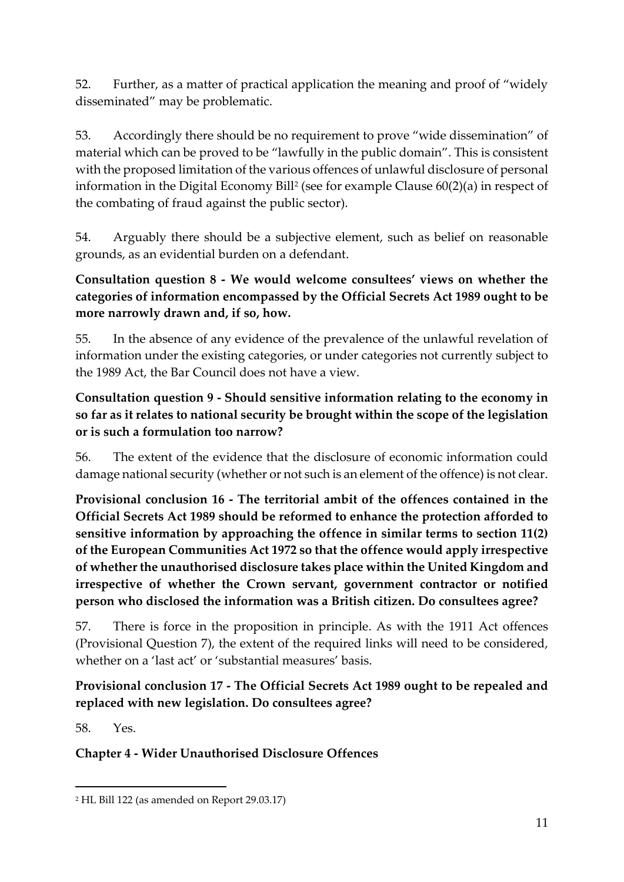52. Further, as a matter of practical application the meaning and proof of "widely disseminated" may be problematic.

53. Accordingly there should be no requirement to prove "wide dissemination" of material which can be proved to be "lawfully in the public domain". This is consistent with the proposed limitation of the various offences of unlawful disclosure of personal information in the Digital Economy Bill[2] (see for example Clause 60(2)(a) in respect of the combating of fraud against the public sector).

54. Arguably there should be a subjective element, such as belief on reasonable grounds, as an evidential burden on a defendant.

**Consultation question 8 - We would welcome consultees' views on whether the categories of information encompassed by the Official Secrets Act 1989 ought to be more narrowly drawn and, if so, how.**

55. In the absence of any evidence of the prevalence of the unlawful revelation of information under the existing categories, or under categories not currently subject to the 1989 Act, the Bar Council does not have a view.

**Consultation question 9 - Should sensitive information relating to the economy in so far as it relates to national security be brought within the scope of the legislation or is such a formulation too narrow?**

56. The extent of the evidence that the disclosure of economic information could damage national security (whether or not such is an element of the offence) is not clear.

**Provisional conclusion 16 - The territorial ambit of the offences contained in the Official Secrets Act 1989 should be reformed to enhance the protection afforded to sensitive information by approaching the offence in similar terms to section 11(2) of the European Communities Act 1972 so that the offence would apply irrespective of whether the unauthorised disclosure takes place within the United Kingdom and irrespective of whether the Crown servant, government contractor or notified person who disclosed the information was a British citizen. Do consultees agree?**

57. There is force in the proposition in principle. As with the 1911 Act offences (Provisional Question 7), the extent of the required links will need to be considered, whether on a 'last act' or 'substantial measures' basis.

**Provisional conclusion 17 - The Official Secrets Act 1989 ought to be repealed and replaced with new legislation. Do consultees agree?**

58. Yes.

## Chapter 4 - Wider Unauthorised Disclosure Offences

[2] HL Bill 122 (as amended on Report 29.03.17)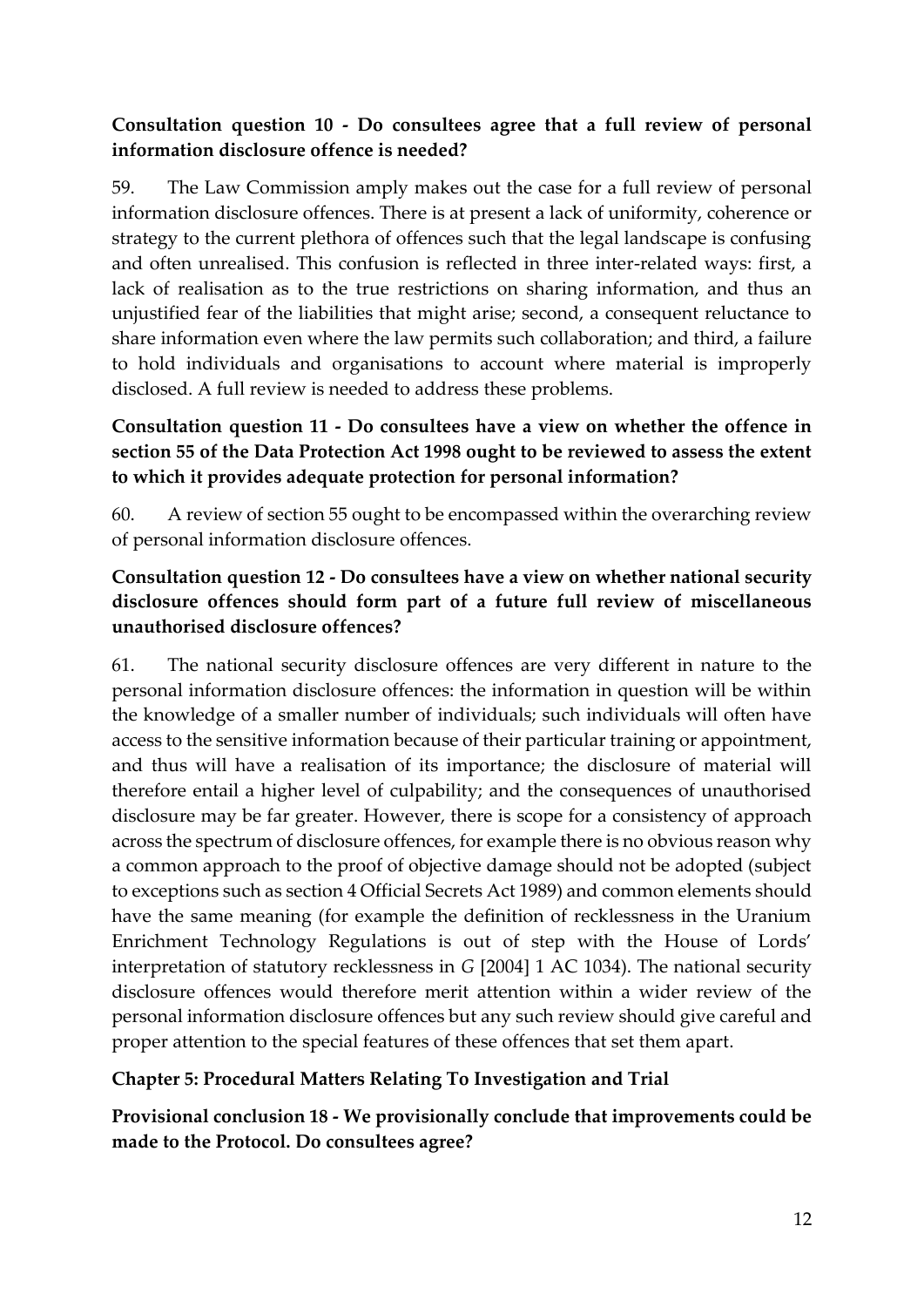**Consultation question 10 - Do consultees agree that a full review of personal information disclosure offence is needed?**

59. The Law Commission amply makes out the case for a full review of personal information disclosure offences. There is at present a lack of uniformity, coherence or strategy to the current plethora of offences such that the legal landscape is confusing and often unrealised. This confusion is reflected in three inter-related ways: first, a lack of realisation as to the true restrictions on sharing information, and thus an unjustified fear of the liabilities that might arise; second, a consequent reluctance to share information even where the law permits such collaboration; and third, a failure to hold individuals and organisations to account where material is improperly disclosed. A full review is needed to address these problems.

**Consultation question 11 - Do consultees have a view on whether the offence in section 55 of the Data Protection Act 1998 ought to be reviewed to assess the extent to which it provides adequate protection for personal information?**

60. A review of section 55 ought to be encompassed within the overarching review of personal information disclosure offences.

**Consultation question 12 - Do consultees have a view on whether national security disclosure offences should form part of a future full review of miscellaneous unauthorised disclosure offences?**

61. The national security disclosure offences are very different in nature to the personal information disclosure offences: the information in question will be within the knowledge of a smaller number of individuals; such individuals will often have access to the sensitive information because of their particular training or appointment, and thus will have a realisation of its importance; the disclosure of material will therefore entail a higher level of culpability; and the consequences of unauthorised disclosure may be far greater. However, there is scope for a consistency of approach across the spectrum of disclosure offences, for example there is no obvious reason why a common approach to the proof of objective damage should not be adopted (subject to exceptions such as section 4 Official Secrets Act 1989) and common elements should have the same meaning (for example the definition of recklessness in the Uranium Enrichment Technology Regulations is out of step with the House of Lords' interpretation of statutory recklessness in *G* [2004] 1 AC 1034). The national security disclosure offences would therefore merit attention within a wider review of the personal information disclosure offences but any such review should give careful and proper attention to the special features of these offences that set them apart.

**Chapter 5: Procedural Matters Relating To Investigation and Trial**

**Provisional conclusion 18 - We provisionally conclude that improvements could be made to the Protocol. Do consultees agree?**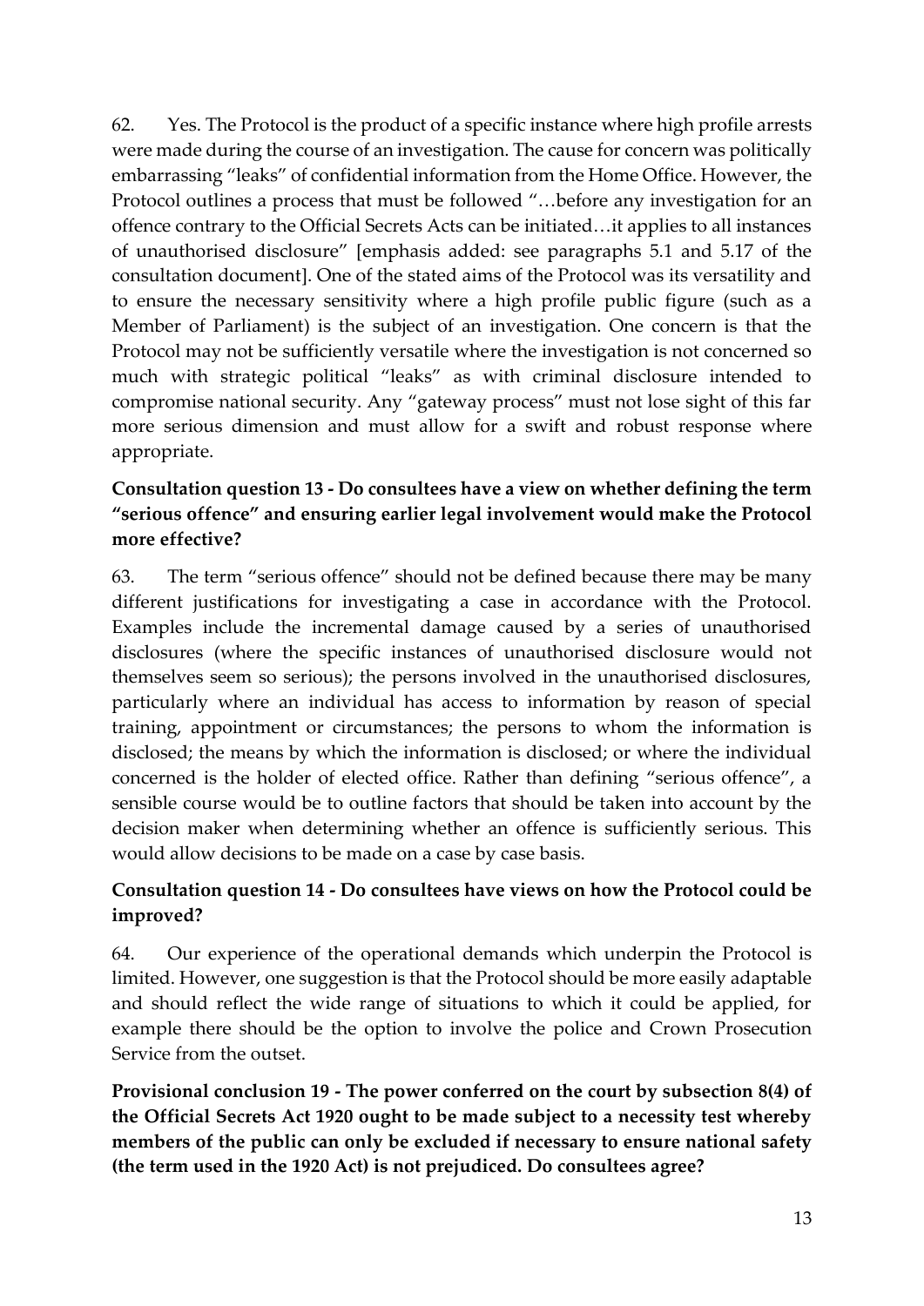62. Yes. The Protocol is the product of a specific instance where high profile arrests were made during the course of an investigation. The cause for concern was politically embarrassing "leaks" of confidential information from the Home Office. However, the Protocol outlines a process that must be followed "…before any investigation for an offence contrary to the Official Secrets Acts can be initiated…it applies to all instances of unauthorised disclosure" [emphasis added: see paragraphs 5.1 and 5.17 of the consultation document]. One of the stated aims of the Protocol was its versatility and to ensure the necessary sensitivity where a high profile public figure (such as a Member of Parliament) is the subject of an investigation. One concern is that the Protocol may not be sufficiently versatile where the investigation is not concerned so much with strategic political "leaks" as with criminal disclosure intended to compromise national security. Any "gateway process" must not lose sight of this far more serious dimension and must allow for a swift and robust response where appropriate.

**Consultation question 13 - Do consultees have a view on whether defining the term "serious offence" and ensuring earlier legal involvement would make the Protocol more effective?**

63. The term "serious offence" should not be defined because there may be many different justifications for investigating a case in accordance with the Protocol. Examples include the incremental damage caused by a series of unauthorised disclosures (where the specific instances of unauthorised disclosure would not themselves seem so serious); the persons involved in the unauthorised disclosures, particularly where an individual has access to information by reason of special training, appointment or circumstances; the persons to whom the information is disclosed; the means by which the information is disclosed; or where the individual concerned is the holder of elected office. Rather than defining "serious offence", a sensible course would be to outline factors that should be taken into account by the decision maker when determining whether an offence is sufficiently serious. This would allow decisions to be made on a case by case basis.

**Consultation question 14 - Do consultees have views on how the Protocol could be improved?**

64. Our experience of the operational demands which underpin the Protocol is limited. However, one suggestion is that the Protocol should be more easily adaptable and should reflect the wide range of situations to which it could be applied, for example there should be the option to involve the police and Crown Prosecution Service from the outset.

**Provisional conclusion 19 - The power conferred on the court by subsection 8(4) of the Official Secrets Act 1920 ought to be made subject to a necessity test whereby members of the public can only be excluded if necessary to ensure national safety (the term used in the 1920 Act) is not prejudiced. Do consultees agree?**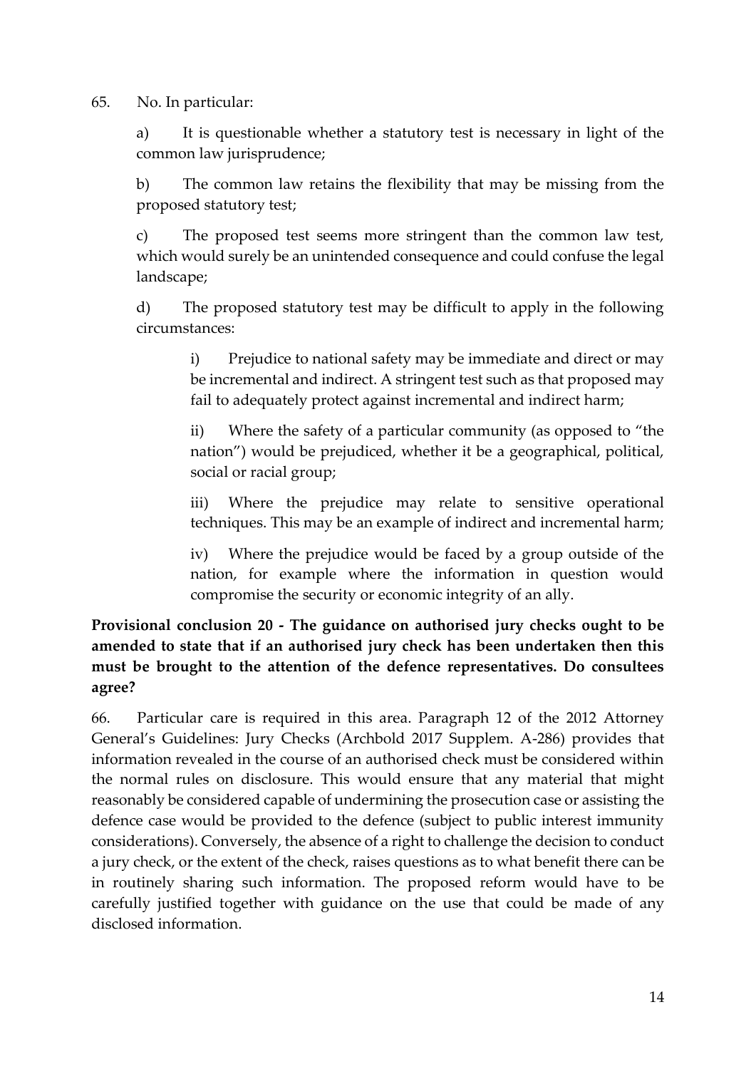65. No. In particular:

a) It is questionable whether a statutory test is necessary in light of the common law jurisprudence;

b) The common law retains the flexibility that may be missing from the proposed statutory test;

c) The proposed test seems more stringent than the common law test, which would surely be an unintended consequence and could confuse the legal landscape;

d) The proposed statutory test may be difficult to apply in the following circumstances:

> i) Prejudice to national safety may be immediate and direct or may be incremental and indirect. A stringent test such as that proposed may fail to adequately protect against incremental and indirect harm;
>
> ii) Where the safety of a particular community (as opposed to "the nation") would be prejudiced, whether it be a geographical, political, social or racial group;
>
> iii) Where the prejudice may relate to sensitive operational techniques. This may be an example of indirect and incremental harm;
>
> iv) Where the prejudice would be faced by a group outside of the nation, for example where the information in question would compromise the security or economic integrity of an ally.

**Provisional conclusion 20 - The guidance on authorised jury checks ought to be amended to state that if an authorised jury check has been undertaken then this must be brought to the attention of the defence representatives. Do consultees agree?**

66. Particular care is required in this area. Paragraph 12 of the 2012 Attorney General's Guidelines: Jury Checks (Archbold 2017 Supplem. A-286) provides that information revealed in the course of an authorised check must be considered within the normal rules on disclosure. This would ensure that any material that might reasonably be considered capable of undermining the prosecution case or assisting the defence case would be provided to the defence (subject to public interest immunity considerations). Conversely, the absence of a right to challenge the decision to conduct a jury check, or the extent of the check, raises questions as to what benefit there can be in routinely sharing such information. The proposed reform would have to be carefully justified together with guidance on the use that could be made of any disclosed information.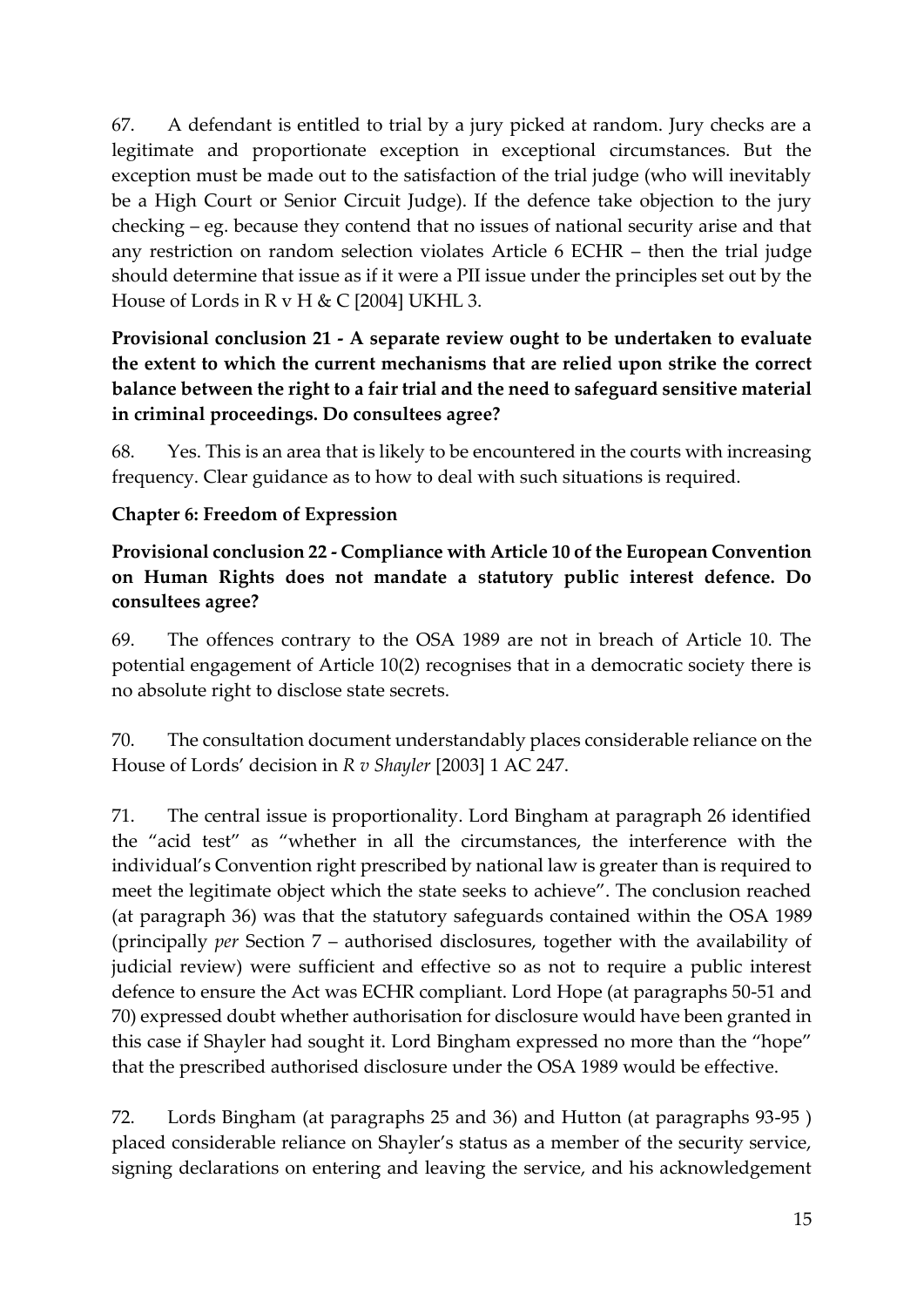67. A defendant is entitled to trial by a jury picked at random. Jury checks are a legitimate and proportionate exception in exceptional circumstances. But the exception must be made out to the satisfaction of the trial judge (who will inevitably be a High Court or Senior Circuit Judge). If the defence take objection to the jury checking – eg. because they contend that no issues of national security arise and that any restriction on random selection violates Article 6 ECHR – then the trial judge should determine that issue as if it were a PII issue under the principles set out by the House of Lords in R v H & C [2004] UKHL 3.

**Provisional conclusion 21 - A separate review ought to be undertaken to evaluate the extent to which the current mechanisms that are relied upon strike the correct balance between the right to a fair trial and the need to safeguard sensitive material in criminal proceedings. Do consultees agree?**

68. Yes. This is an area that is likely to be encountered in the courts with increasing frequency. Clear guidance as to how to deal with such situations is required.

## Chapter 6: Freedom of Expression

**Provisional conclusion 22 - Compliance with Article 10 of the European Convention on Human Rights does not mandate a statutory public interest defence. Do consultees agree?**

69. The offences contrary to the OSA 1989 are not in breach of Article 10. The potential engagement of Article 10(2) recognises that in a democratic society there is no absolute right to disclose state secrets.

70. The consultation document understandably places considerable reliance on the House of Lords' decision in *R v Shayler* [2003] 1 AC 247.

71. The central issue is proportionality. Lord Bingham at paragraph 26 identified the "acid test" as "whether in all the circumstances, the interference with the individual's Convention right prescribed by national law is greater than is required to meet the legitimate object which the state seeks to achieve". The conclusion reached (at paragraph 36) was that the statutory safeguards contained within the OSA 1989 (principally *per* Section 7 – authorised disclosures, together with the availability of judicial review) were sufficient and effective so as not to require a public interest defence to ensure the Act was ECHR compliant. Lord Hope (at paragraphs 50-51 and 70) expressed doubt whether authorisation for disclosure would have been granted in this case if Shayler had sought it. Lord Bingham expressed no more than the "hope" that the prescribed authorised disclosure under the OSA 1989 would be effective.

72. Lords Bingham (at paragraphs 25 and 36) and Hutton (at paragraphs 93-95 ) placed considerable reliance on Shayler's status as a member of the security service, signing declarations on entering and leaving the service, and his acknowledgement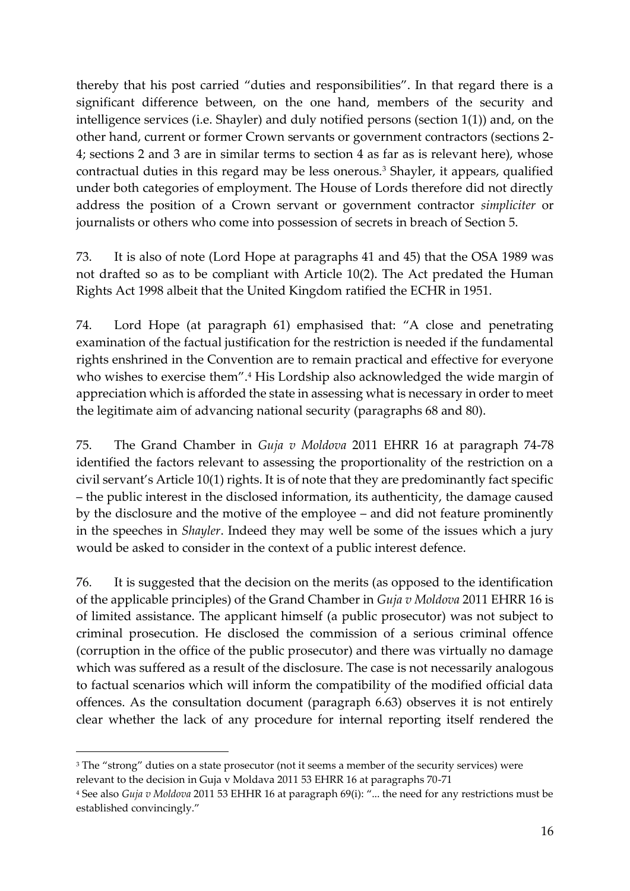thereby that his post carried "duties and responsibilities". In that regard there is a significant difference between, on the one hand, members of the security and intelligence services (i.e. Shayler) and duly notified persons (section 1(1)) and, on the other hand, current or former Crown servants or government contractors (sections 2-4; sections 2 and 3 are in similar terms to section 4 as far as is relevant here), whose contractual duties in this regard may be less onerous.[3] Shayler, it appears, qualified under both categories of employment. The House of Lords therefore did not directly address the position of a Crown servant or government contractor *simpliciter* or journalists or others who come into possession of secrets in breach of Section 5.

73. It is also of note (Lord Hope at paragraphs 41 and 45) that the OSA 1989 was not drafted so as to be compliant with Article 10(2). The Act predated the Human Rights Act 1998 albeit that the United Kingdom ratified the ECHR in 1951.

74. Lord Hope (at paragraph 61) emphasised that: "A close and penetrating examination of the factual justification for the restriction is needed if the fundamental rights enshrined in the Convention are to remain practical and effective for everyone who wishes to exercise them".[4] His Lordship also acknowledged the wide margin of appreciation which is afforded the state in assessing what is necessary in order to meet the legitimate aim of advancing national security (paragraphs 68 and 80).

75. The Grand Chamber in *Guja v Moldova* 2011 EHRR 16 at paragraph 74-78 identified the factors relevant to assessing the proportionality of the restriction on a civil servant's Article 10(1) rights. It is of note that they are predominantly fact specific – the public interest in the disclosed information, its authenticity, the damage caused by the disclosure and the motive of the employee – and did not feature prominently in the speeches in *Shayler*. Indeed they may well be some of the issues which a jury would be asked to consider in the context of a public interest defence.

76. It is suggested that the decision on the merits (as opposed to the identification of the applicable principles) of the Grand Chamber in *Guja v Moldova* 2011 EHRR 16 is of limited assistance. The applicant himself (a public prosecutor) was not subject to criminal prosecution. He disclosed the commission of a serious criminal offence (corruption in the office of the public prosecutor) and there was virtually no damage which was suffered as a result of the disclosure. The case is not necessarily analogous to factual scenarios which will inform the compatibility of the modified official data offences. As the consultation document (paragraph 6.63) observes it is not entirely clear whether the lack of any procedure for internal reporting itself rendered the

---

[3] The "strong" duties on a state prosecutor (not it seems a member of the security services) were relevant to the decision in Guja v Moldava 2011 53 EHRR 16 at paragraphs 70-71

[4] See also *Guja v Moldova* 2011 53 EHHR 16 at paragraph 69(i): "... the need for any restrictions must be established convincingly."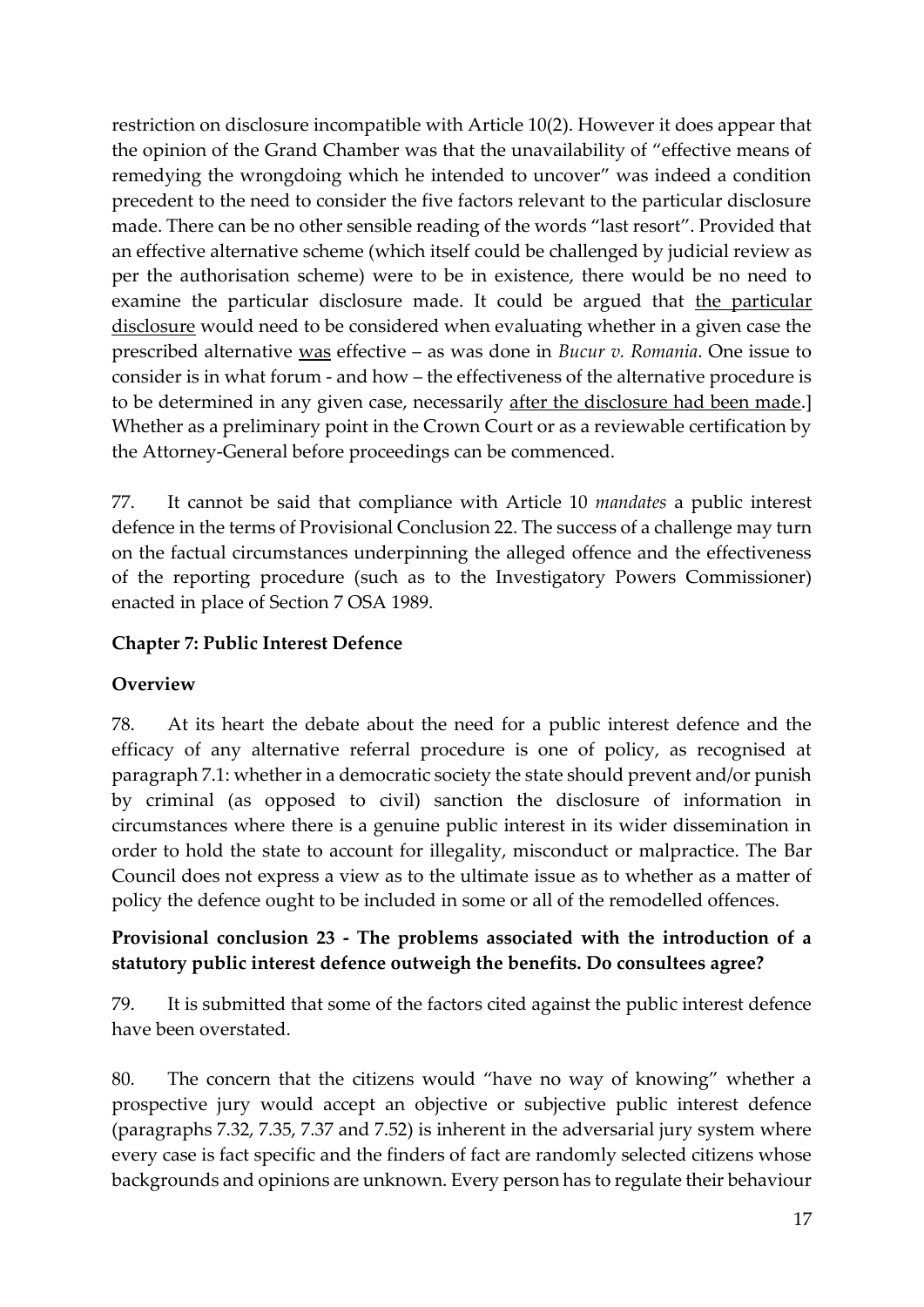restriction on disclosure incompatible with Article 10(2). However it does appear that the opinion of the Grand Chamber was that the unavailability of "effective means of remedying the wrongdoing which he intended to uncover" was indeed a condition precedent to the need to consider the five factors relevant to the particular disclosure made. There can be no other sensible reading of the words "last resort". Provided that an effective alternative scheme (which itself could be challenged by judicial review as per the authorisation scheme) were to be in existence, there would be no need to examine the particular disclosure made. It could be argued that <u>the particular disclosure</u> would need to be considered when evaluating whether in a given case the prescribed alternative <u>was</u> effective – as was done in *Bucur v. Romania*. One issue to consider is in what forum - and how – the effectiveness of the alternative procedure is to be determined in any given case, necessarily <u>after the disclosure had been made</u>.] Whether as a preliminary point in the Crown Court or as a reviewable certification by the Attorney-General before proceedings can be commenced.

77. It cannot be said that compliance with Article 10 *mandates* a public interest defence in the terms of Provisional Conclusion 22. The success of a challenge may turn on the factual circumstances underpinning the alleged offence and the effectiveness of the reporting procedure (such as to the Investigatory Powers Commissioner) enacted in place of Section 7 OSA 1989.

## Chapter 7: Public Interest Defence

### Overview

78. At its heart the debate about the need for a public interest defence and the efficacy of any alternative referral procedure is one of policy, as recognised at paragraph 7.1: whether in a democratic society the state should prevent and/or punish by criminal (as opposed to civil) sanction the disclosure of information in circumstances where there is a genuine public interest in its wider dissemination in order to hold the state to account for illegality, misconduct or malpractice. The Bar Council does not express a view as to the ultimate issue as to whether as a matter of policy the defence ought to be included in some or all of the remodelled offences.

### Provisional conclusion 23 - The problems associated with the introduction of a statutory public interest defence outweigh the benefits. Do consultees agree?

79. It is submitted that some of the factors cited against the public interest defence have been overstated.

80. The concern that the citizens would "have no way of knowing" whether a prospective jury would accept an objective or subjective public interest defence (paragraphs 7.32, 7.35, 7.37 and 7.52) is inherent in the adversarial jury system where every case is fact specific and the finders of fact are randomly selected citizens whose backgrounds and opinions are unknown. Every person has to regulate their behaviour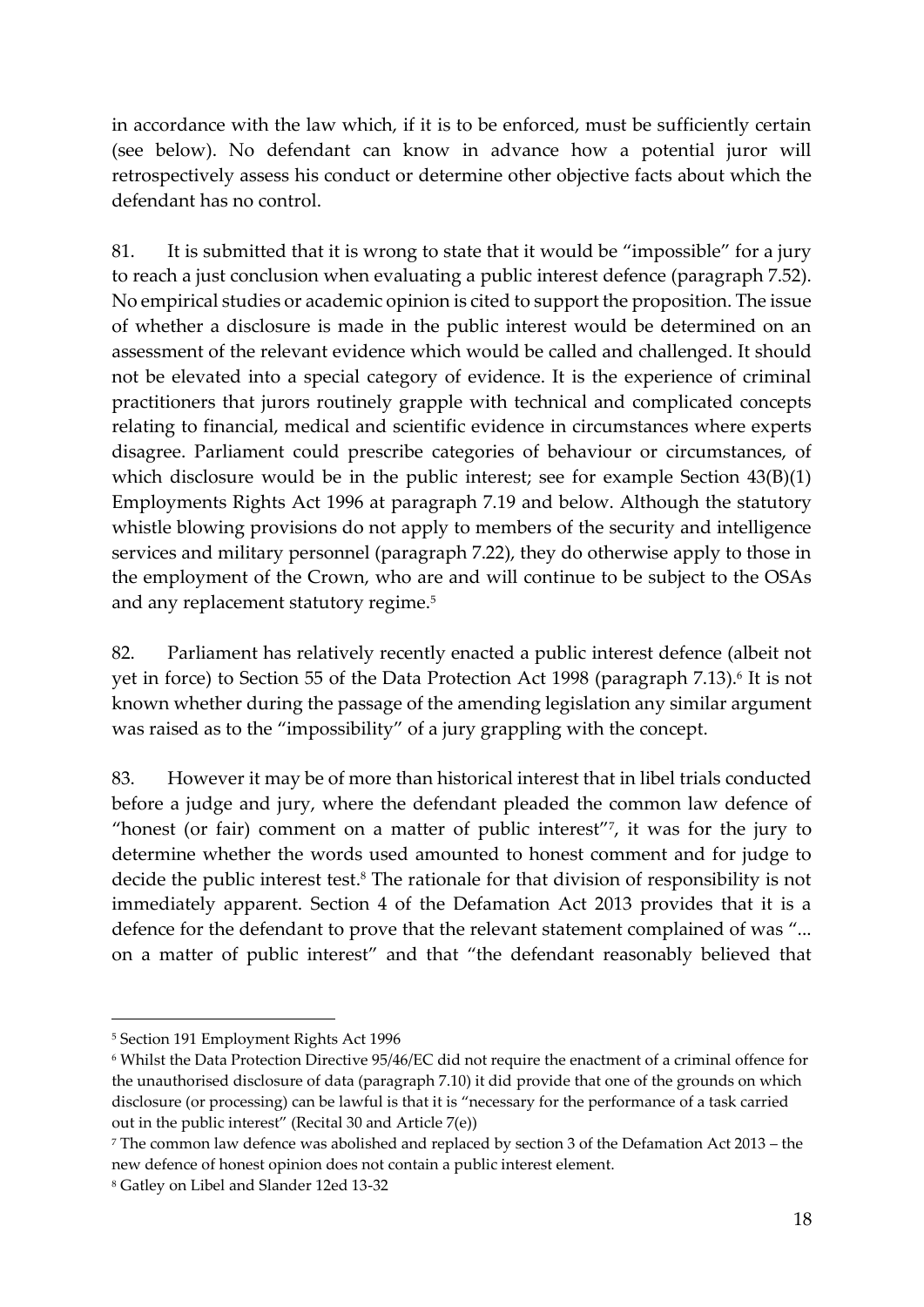in accordance with the law which, if it is to be enforced, must be sufficiently certain (see below). No defendant can know in advance how a potential juror will retrospectively assess his conduct or determine other objective facts about which the defendant has no control.

81. It is submitted that it is wrong to state that it would be "impossible" for a jury to reach a just conclusion when evaluating a public interest defence (paragraph 7.52). No empirical studies or academic opinion is cited to support the proposition. The issue of whether a disclosure is made in the public interest would be determined on an assessment of the relevant evidence which would be called and challenged. It should not be elevated into a special category of evidence. It is the experience of criminal practitioners that jurors routinely grapple with technical and complicated concepts relating to financial, medical and scientific evidence in circumstances where experts disagree. Parliament could prescribe categories of behaviour or circumstances, of which disclosure would be in the public interest; see for example Section 43(B)(1) Employments Rights Act 1996 at paragraph 7.19 and below. Although the statutory whistle blowing provisions do not apply to members of the security and intelligence services and military personnel (paragraph 7.22), they do otherwise apply to those in the employment of the Crown, who are and will continue to be subject to the OSAs and any replacement statutory regime.[5]

82. Parliament has relatively recently enacted a public interest defence (albeit not yet in force) to Section 55 of the Data Protection Act 1998 (paragraph 7.13).[6] It is not known whether during the passage of the amending legislation any similar argument was raised as to the "impossibility" of a jury grappling with the concept.

83. However it may be of more than historical interest that in libel trials conducted before a judge and jury, where the defendant pleaded the common law defence of "honest (or fair) comment on a matter of public interest"[7], it was for the jury to determine whether the words used amounted to honest comment and for judge to decide the public interest test.[8] The rationale for that division of responsibility is not immediately apparent. Section 4 of the Defamation Act 2013 provides that it is a defence for the defendant to prove that the relevant statement complained of was "... on a matter of public interest" and that "the defendant reasonably believed that

---

[5] Section 191 Employment Rights Act 1996

[6] Whilst the Data Protection Directive 95/46/EC did not require the enactment of a criminal offence for the unauthorised disclosure of data (paragraph 7.10) it did provide that one of the grounds on which disclosure (or processing) can be lawful is that it is "necessary for the performance of a task carried out in the public interest" (Recital 30 and Article 7(e))

[7] The common law defence was abolished and replaced by section 3 of the Defamation Act 2013 – the new defence of honest opinion does not contain a public interest element.

[8] Gatley on Libel and Slander 12ed 13-32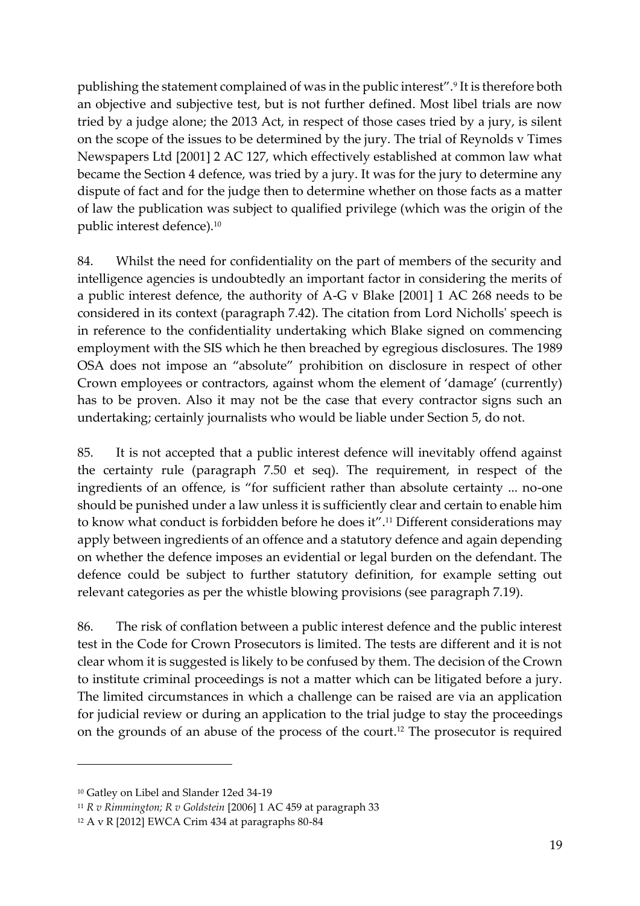publishing the statement complained of was in the public interest".[9] It is therefore both an objective and subjective test, but is not further defined. Most libel trials are now tried by a judge alone; the 2013 Act, in respect of those cases tried by a jury, is silent on the scope of the issues to be determined by the jury. The trial of Reynolds v Times Newspapers Ltd [2001] 2 AC 127, which effectively established at common law what became the Section 4 defence, was tried by a jury. It was for the jury to determine any dispute of fact and for the judge then to determine whether on those facts as a matter of law the publication was subject to qualified privilege (which was the origin of the public interest defence).[10]

84. Whilst the need for confidentiality on the part of members of the security and intelligence agencies is undoubtedly an important factor in considering the merits of a public interest defence, the authority of A-G v Blake [2001] 1 AC 268 needs to be considered in its context (paragraph 7.42). The citation from Lord Nicholls' speech is in reference to the confidentiality undertaking which Blake signed on commencing employment with the SIS which he then breached by egregious disclosures. The 1989 OSA does not impose an "absolute" prohibition on disclosure in respect of other Crown employees or contractors, against whom the element of 'damage' (currently) has to be proven. Also it may not be the case that every contractor signs such an undertaking; certainly journalists who would be liable under Section 5, do not.

85. It is not accepted that a public interest defence will inevitably offend against the certainty rule (paragraph 7.50 et seq). The requirement, in respect of the ingredients of an offence, is "for sufficient rather than absolute certainty ... no-one should be punished under a law unless it is sufficiently clear and certain to enable him to know what conduct is forbidden before he does it".[11] Different considerations may apply between ingredients of an offence and a statutory defence and again depending on whether the defence imposes an evidential or legal burden on the defendant. The defence could be subject to further statutory definition, for example setting out relevant categories as per the whistle blowing provisions (see paragraph 7.19).

86. The risk of conflation between a public interest defence and the public interest test in the Code for Crown Prosecutors is limited. The tests are different and it is not clear whom it is suggested is likely to be confused by them. The decision of the Crown to institute criminal proceedings is not a matter which can be litigated before a jury. The limited circumstances in which a challenge can be raised are via an application for judicial review or during an application to the trial judge to stay the proceedings on the grounds of an abuse of the process of the court.[12] The prosecutor is required

---

[10] Gatley on Libel and Slander 12ed 34-19

[11] *R v Rimmington; R v Goldstein* [2006] 1 AC 459 at paragraph 33

[12] A v R [2012] EWCA Crim 434 at paragraphs 80-84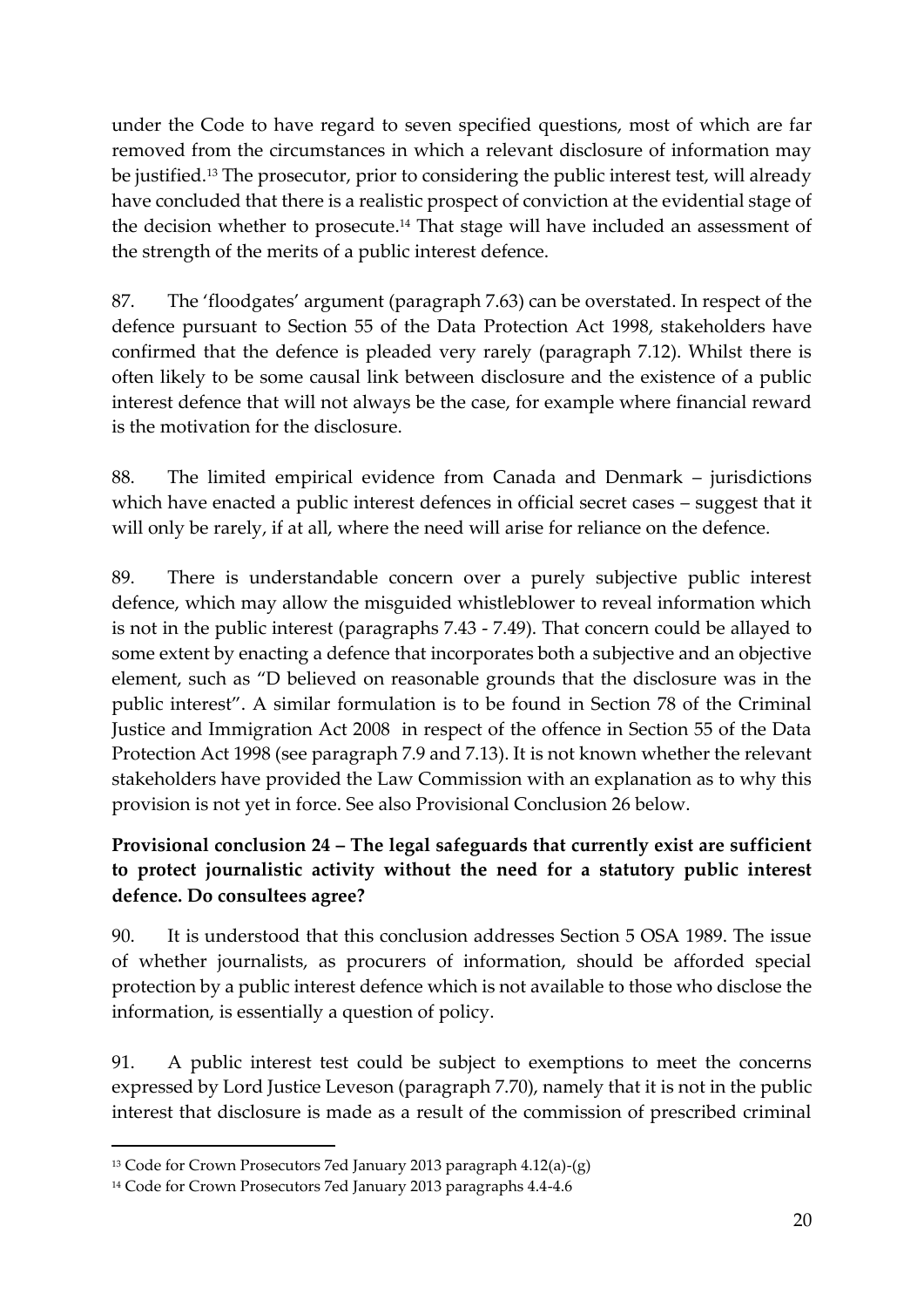under the Code to have regard to seven specified questions, most of which are far removed from the circumstances in which a relevant disclosure of information may be justified.[13] The prosecutor, prior to considering the public interest test, will already have concluded that there is a realistic prospect of conviction at the evidential stage of the decision whether to prosecute.[14] That stage will have included an assessment of the strength of the merits of a public interest defence.

87. The 'floodgates' argument (paragraph 7.63) can be overstated. In respect of the defence pursuant to Section 55 of the Data Protection Act 1998, stakeholders have confirmed that the defence is pleaded very rarely (paragraph 7.12). Whilst there is often likely to be some causal link between disclosure and the existence of a public interest defence that will not always be the case, for example where financial reward is the motivation for the disclosure.

88. The limited empirical evidence from Canada and Denmark – jurisdictions which have enacted a public interest defences in official secret cases – suggest that it will only be rarely, if at all, where the need will arise for reliance on the defence.

89. There is understandable concern over a purely subjective public interest defence, which may allow the misguided whistleblower to reveal information which is not in the public interest (paragraphs 7.43 - 7.49). That concern could be allayed to some extent by enacting a defence that incorporates both a subjective and an objective element, such as "D believed on reasonable grounds that the disclosure was in the public interest". A similar formulation is to be found in Section 78 of the Criminal Justice and Immigration Act 2008 in respect of the offence in Section 55 of the Data Protection Act 1998 (see paragraph 7.9 and 7.13). It is not known whether the relevant stakeholders have provided the Law Commission with an explanation as to why this provision is not yet in force. See also Provisional Conclusion 26 below.

**Provisional conclusion 24 – The legal safeguards that currently exist are sufficient to protect journalistic activity without the need for a statutory public interest defence. Do consultees agree?**

90. It is understood that this conclusion addresses Section 5 OSA 1989. The issue of whether journalists, as procurers of information, should be afforded special protection by a public interest defence which is not available to those who disclose the information, is essentially a question of policy.

91. A public interest test could be subject to exemptions to meet the concerns expressed by Lord Justice Leveson (paragraph 7.70), namely that it is not in the public interest that disclosure is made as a result of the commission of prescribed criminal

[13] Code for Crown Prosecutors 7ed January 2013 paragraph 4.12(a)-(g)

[14] Code for Crown Prosecutors 7ed January 2013 paragraphs 4.4-4.6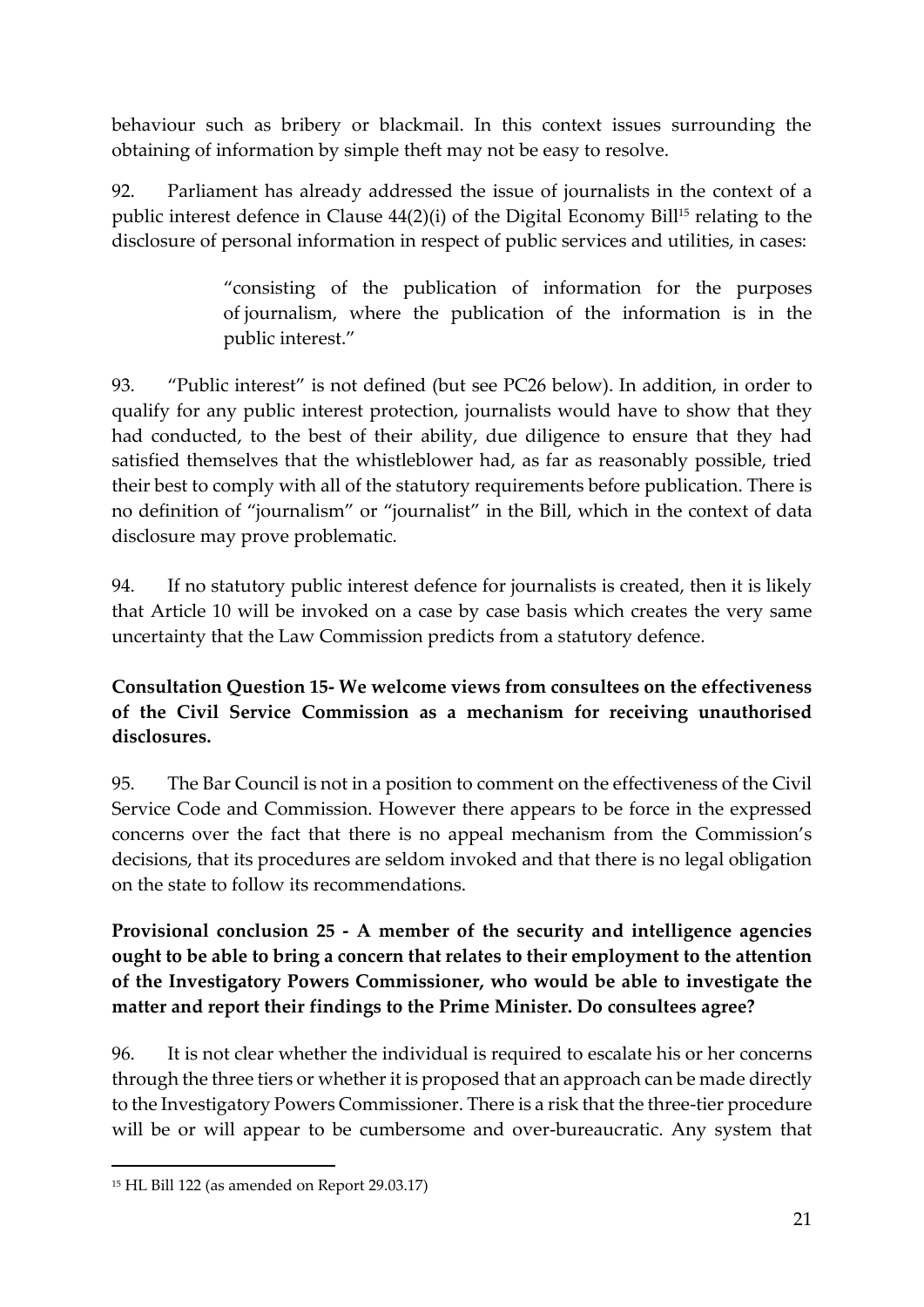behaviour such as bribery or blackmail. In this context issues surrounding the obtaining of information by simple theft may not be easy to resolve.

92. Parliament has already addressed the issue of journalists in the context of a public interest defence in Clause 44(2)(i) of the Digital Economy Bill[15] relating to the disclosure of personal information in respect of public services and utilities, in cases:

> "consisting of the publication of information for the purposes of journalism, where the publication of the information is in the public interest."

93. "Public interest" is not defined (but see PC26 below). In addition, in order to qualify for any public interest protection, journalists would have to show that they had conducted, to the best of their ability, due diligence to ensure that they had satisfied themselves that the whistleblower had, as far as reasonably possible, tried their best to comply with all of the statutory requirements before publication. There is no definition of "journalism" or "journalist" in the Bill, which in the context of data disclosure may prove problematic.

94. If no statutory public interest defence for journalists is created, then it is likely that Article 10 will be invoked on a case by case basis which creates the very same uncertainty that the Law Commission predicts from a statutory defence.

**Consultation Question 15- We welcome views from consultees on the effectiveness of the Civil Service Commission as a mechanism for receiving unauthorised disclosures.**

95. The Bar Council is not in a position to comment on the effectiveness of the Civil Service Code and Commission. However there appears to be force in the expressed concerns over the fact that there is no appeal mechanism from the Commission's decisions, that its procedures are seldom invoked and that there is no legal obligation on the state to follow its recommendations.

**Provisional conclusion 25 - A member of the security and intelligence agencies ought to be able to bring a concern that relates to their employment to the attention of the Investigatory Powers Commissioner, who would be able to investigate the matter and report their findings to the Prime Minister. Do consultees agree?**

96. It is not clear whether the individual is required to escalate his or her concerns through the three tiers or whether it is proposed that an approach can be made directly to the Investigatory Powers Commissioner. There is a risk that the three-tier procedure will be or will appear to be cumbersome and over-bureaucratic. Any system that

---

[15] HL Bill 122 (as amended on Report 29.03.17)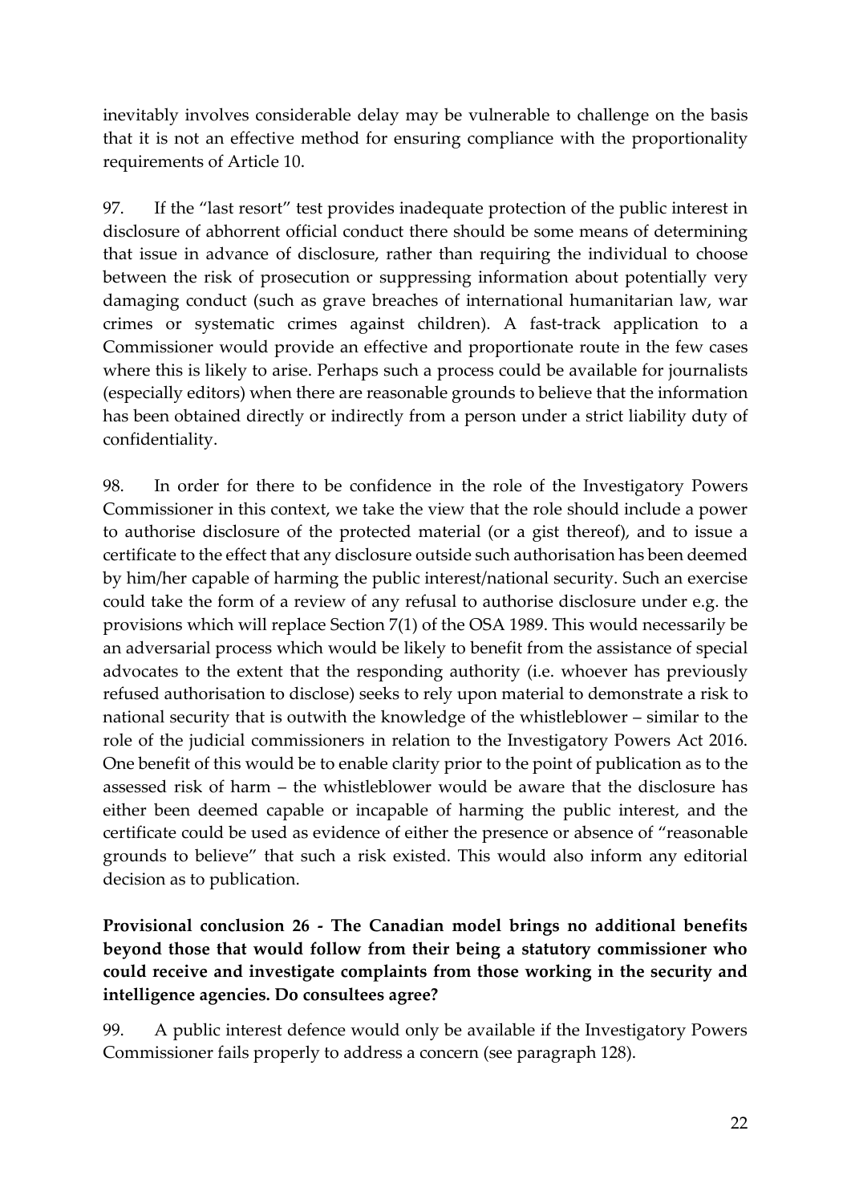inevitably involves considerable delay may be vulnerable to challenge on the basis that it is not an effective method for ensuring compliance with the proportionality requirements of Article 10.

97. If the "last resort" test provides inadequate protection of the public interest in disclosure of abhorrent official conduct there should be some means of determining that issue in advance of disclosure, rather than requiring the individual to choose between the risk of prosecution or suppressing information about potentially very damaging conduct (such as grave breaches of international humanitarian law, war crimes or systematic crimes against children). A fast-track application to a Commissioner would provide an effective and proportionate route in the few cases where this is likely to arise. Perhaps such a process could be available for journalists (especially editors) when there are reasonable grounds to believe that the information has been obtained directly or indirectly from a person under a strict liability duty of confidentiality.

98. In order for there to be confidence in the role of the Investigatory Powers Commissioner in this context, we take the view that the role should include a power to authorise disclosure of the protected material (or a gist thereof), and to issue a certificate to the effect that any disclosure outside such authorisation has been deemed by him/her capable of harming the public interest/national security. Such an exercise could take the form of a review of any refusal to authorise disclosure under e.g. the provisions which will replace Section 7(1) of the OSA 1989. This would necessarily be an adversarial process which would be likely to benefit from the assistance of special advocates to the extent that the responding authority (i.e. whoever has previously refused authorisation to disclose) seeks to rely upon material to demonstrate a risk to national security that is outwith the knowledge of the whistleblower – similar to the role of the judicial commissioners in relation to the Investigatory Powers Act 2016. One benefit of this would be to enable clarity prior to the point of publication as to the assessed risk of harm – the whistleblower would be aware that the disclosure has either been deemed capable or incapable of harming the public interest, and the certificate could be used as evidence of either the presence or absence of "reasonable grounds to believe" that such a risk existed. This would also inform any editorial decision as to publication.

**Provisional conclusion 26 - The Canadian model brings no additional benefits beyond those that would follow from their being a statutory commissioner who could receive and investigate complaints from those working in the security and intelligence agencies. Do consultees agree?**

99. A public interest defence would only be available if the Investigatory Powers Commissioner fails properly to address a concern (see paragraph 128).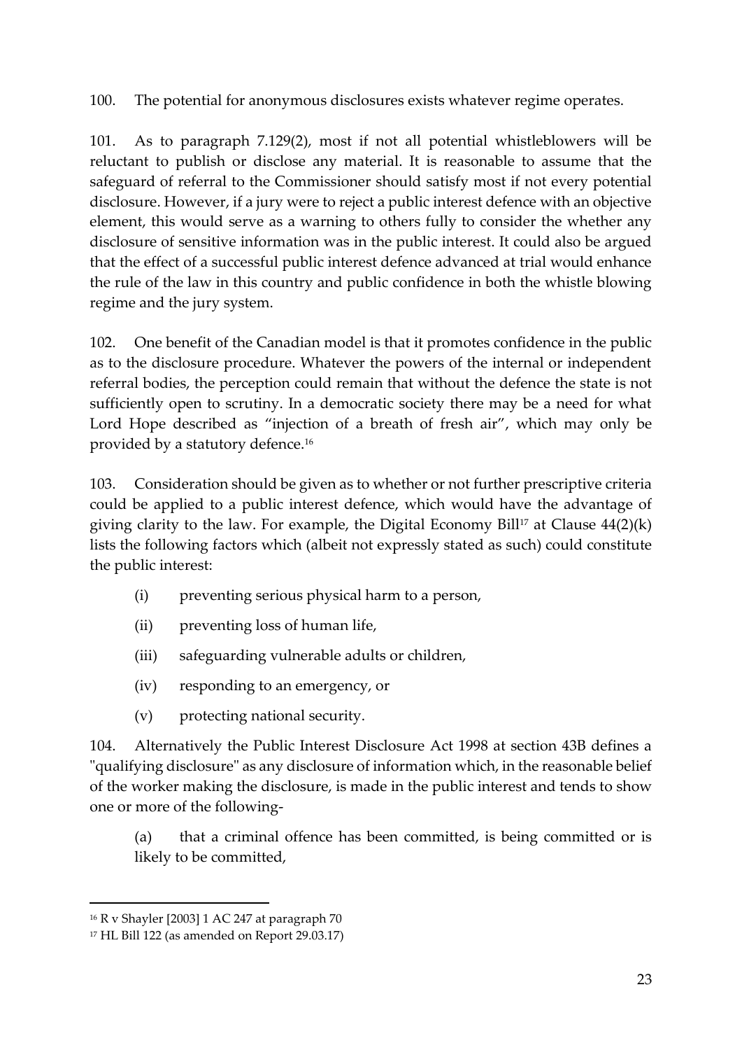100. The potential for anonymous disclosures exists whatever regime operates.

101. As to paragraph 7.129(2), most if not all potential whistleblowers will be reluctant to publish or disclose any material. It is reasonable to assume that the safeguard of referral to the Commissioner should satisfy most if not every potential disclosure. However, if a jury were to reject a public interest defence with an objective element, this would serve as a warning to others fully to consider the whether any disclosure of sensitive information was in the public interest. It could also be argued that the effect of a successful public interest defence advanced at trial would enhance the rule of the law in this country and public confidence in both the whistle blowing regime and the jury system.

102. One benefit of the Canadian model is that it promotes confidence in the public as to the disclosure procedure. Whatever the powers of the internal or independent referral bodies, the perception could remain that without the defence the state is not sufficiently open to scrutiny. In a democratic society there may be a need for what Lord Hope described as "injection of a breath of fresh air", which may only be provided by a statutory defence.[16]

103. Consideration should be given as to whether or not further prescriptive criteria could be applied to a public interest defence, which would have the advantage of giving clarity to the law. For example, the Digital Economy Bill[17] at Clause 44(2)(k) lists the following factors which (albeit not expressly stated as such) could constitute the public interest:

(i) preventing serious physical harm to a person,

(ii) preventing loss of human life,

(iii) safeguarding vulnerable adults or children,

(iv) responding to an emergency, or

(v) protecting national security.

104. Alternatively the Public Interest Disclosure Act 1998 at section 43B defines a "qualifying disclosure" as any disclosure of information which, in the reasonable belief of the worker making the disclosure, is made in the public interest and tends to show one or more of the following-

(a) that a criminal offence has been committed, is being committed or is likely to be committed,

---

[16] R v Shayler [2003] 1 AC 247 at paragraph 70

[17] HL Bill 122 (as amended on Report 29.03.17)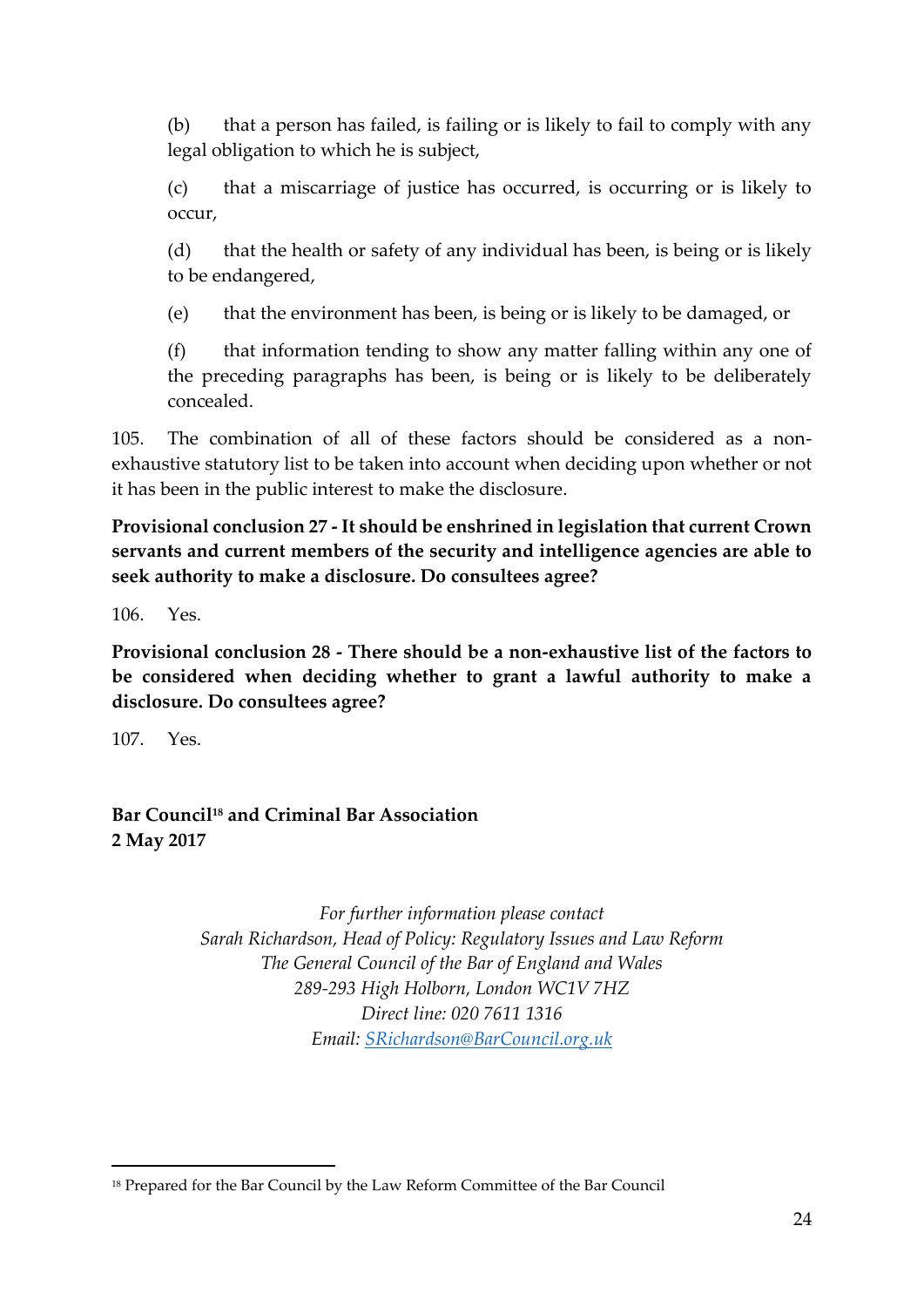(b) that a person has failed, is failing or is likely to fail to comply with any legal obligation to which he is subject,

(c) that a miscarriage of justice has occurred, is occurring or is likely to occur,

(d) that the health or safety of any individual has been, is being or is likely to be endangered,

(e) that the environment has been, is being or is likely to be damaged, or

(f) that information tending to show any matter falling within any one of the preceding paragraphs has been, is being or is likely to be deliberately concealed.

105. The combination of all of these factors should be considered as a non-exhaustive statutory list to be taken into account when deciding upon whether or not it has been in the public interest to make the disclosure.

**Provisional conclusion 27 - It should be enshrined in legislation that current Crown servants and current members of the security and intelligence agencies are able to seek authority to make a disclosure. Do consultees agree?**

106. Yes.

**Provisional conclusion 28 - There should be a non-exhaustive list of the factors to be considered when deciding whether to grant a lawful authority to make a disclosure. Do consultees agree?**

107. Yes.

**Bar Council[18] and Criminal Bar Association**
**2 May 2017**

*For further information please contact*
*Sarah Richardson, Head of Policy: Regulatory Issues and Law Reform*
*The General Council of the Bar of England and Wales*
*289-293 High Holborn, London WC1V 7HZ*
*Direct line: 020 7611 1316*
*Email: SRichardson@BarCouncil.org.uk*

[18] Prepared for the Bar Council by the Law Reform Committee of the Bar Council